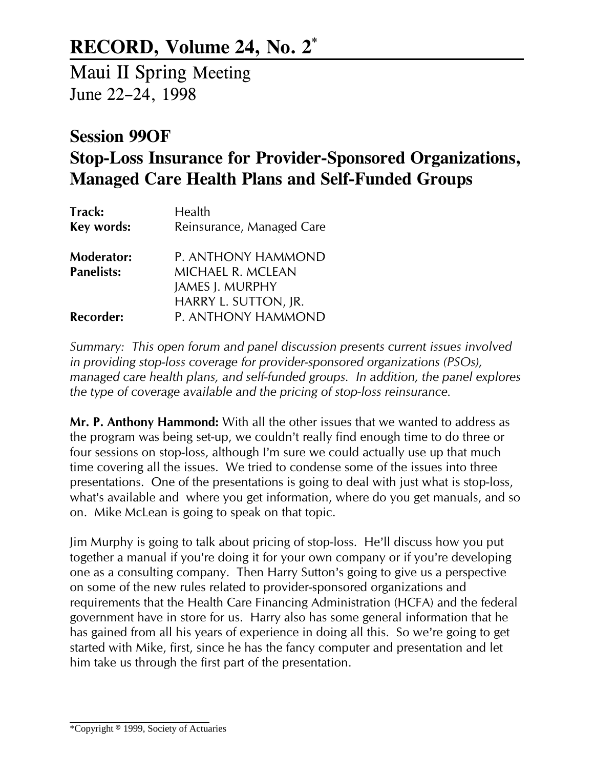# RECORD, Volume 24, No. 2*

Maui II Spring Meeting
June 22–24, 1998

## Session 99OF
## Stop-Loss Insurance for Provider-Sponsored Organizations, Managed Care Health Plans and Self-Funded Groups

| | |
|---|---|
| **Track:** | Health |
| **Key words:** | Reinsurance, Managed Care |
| **Moderator:** | P. ANTHONY HAMMOND |
| **Panelists:** | MICHAEL R. MCLEAN |
| | JAMES J. MURPHY |
| | HARRY L. SUTTON, JR. |
| **Recorder:** | P. ANTHONY HAMMOND |

*Summary: This open forum and panel discussion presents current issues involved in providing stop-loss coverage for provider-sponsored organizations (PSOs), managed care health plans, and self-funded groups. In addition, the panel explores the type of coverage available and the pricing of stop-loss reinsurance.*

**Mr. P. Anthony Hammond:** With all the other issues that we wanted to address as the program was being set-up, we couldn't really find enough time to do three or four sessions on stop-loss, although I'm sure we could actually use up that much time covering all the issues. We tried to condense some of the issues into three presentations. One of the presentations is going to deal with just what is stop-loss, what's available and where you get information, where do you get manuals, and so on. Mike McLean is going to speak on that topic.

Jim Murphy is going to talk about pricing of stop-loss. He'll discuss how you put together a manual if you're doing it for your own company or if you're developing one as a consulting company. Then Harry Sutton's going to give us a perspective on some of the new rules related to provider-sponsored organizations and requirements that the Health Care Financing Administration (HCFA) and the federal government have in store for us. Harry also has some general information that he has gained from all his years of experience in doing all this. So we're going to get started with Mike, first, since he has the fancy computer and presentation and let him take us through the first part of the presentation.

*Copyright © 1999, Society of Actuaries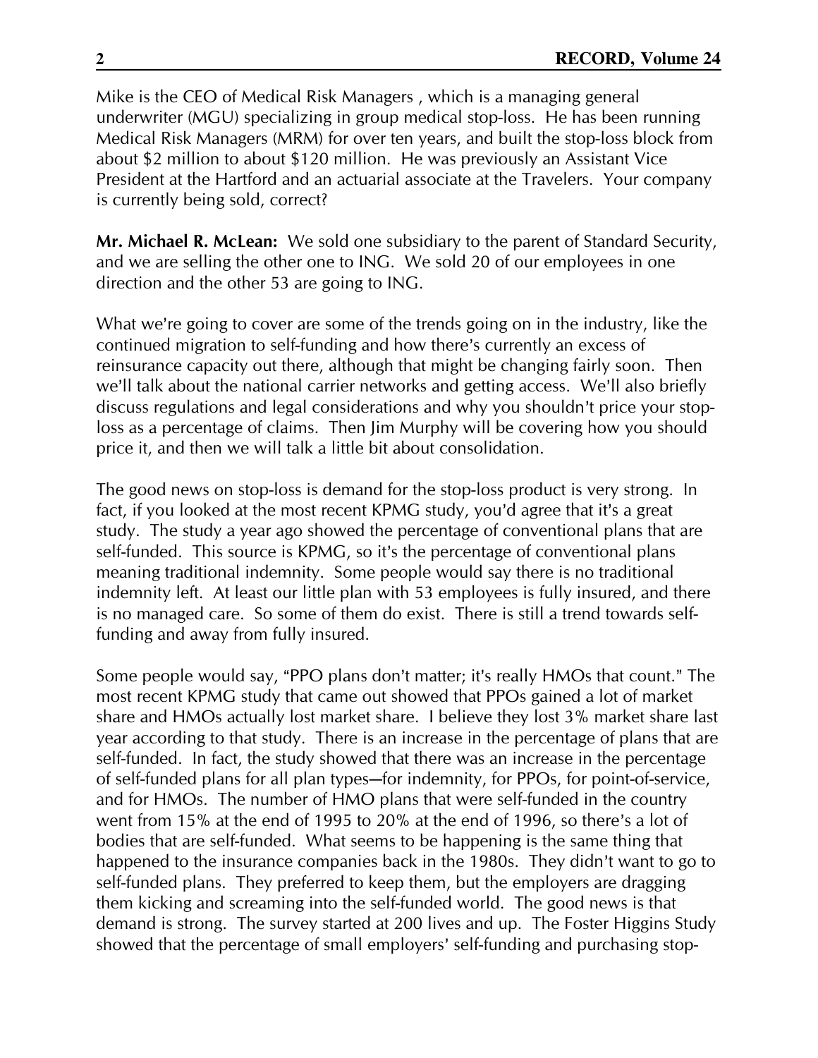Mike is the CEO of Medical Risk Managers , which is a managing general underwriter (MGU) specializing in group medical stop-loss. He has been running Medical Risk Managers (MRM) for over ten years, and built the stop-loss block from about $2 million to about $120 million. He was previously an Assistant Vice President at the Hartford and an actuarial associate at the Travelers. Your company is currently being sold, correct?

**Mr. Michael R. McLean:** We sold one subsidiary to the parent of Standard Security, and we are selling the other one to ING. We sold 20 of our employees in one direction and the other 53 are going to ING.

What we're going to cover are some of the trends going on in the industry, like the continued migration to self-funding and how there's currently an excess of reinsurance capacity out there, although that might be changing fairly soon. Then we'll talk about the national carrier networks and getting access. We'll also briefly discuss regulations and legal considerations and why you shouldn't price your stop-loss as a percentage of claims. Then Jim Murphy will be covering how you should price it, and then we will talk a little bit about consolidation.

The good news on stop-loss is demand for the stop-loss product is very strong. In fact, if you looked at the most recent KPMG study, you'd agree that it's a great study. The study a year ago showed the percentage of conventional plans that are self-funded. This source is KPMG, so it's the percentage of conventional plans meaning traditional indemnity. Some people would say there is no traditional indemnity left. At least our little plan with 53 employees is fully insured, and there is no managed care. So some of them do exist. There is still a trend towards self-funding and away from fully insured.

Some people would say, "PPO plans don't matter; it's really HMOs that count." The most recent KPMG study that came out showed that PPOs gained a lot of market share and HMOs actually lost market share. I believe they lost 3% market share last year according to that study. There is an increase in the percentage of plans that are self-funded. In fact, the study showed that there was an increase in the percentage of self-funded plans for all plan types—for indemnity, for PPOs, for point-of-service, and for HMOs. The number of HMO plans that were self-funded in the country went from 15% at the end of 1995 to 20% at the end of 1996, so there's a lot of bodies that are self-funded. What seems to be happening is the same thing that happened to the insurance companies back in the 1980s. They didn't want to go to self-funded plans. They preferred to keep them, but the employers are dragging them kicking and screaming into the self-funded world. The good news is that demand is strong. The survey started at 200 lives and up. The Foster Higgins Study showed that the percentage of small employers' self-funding and purchasing stop-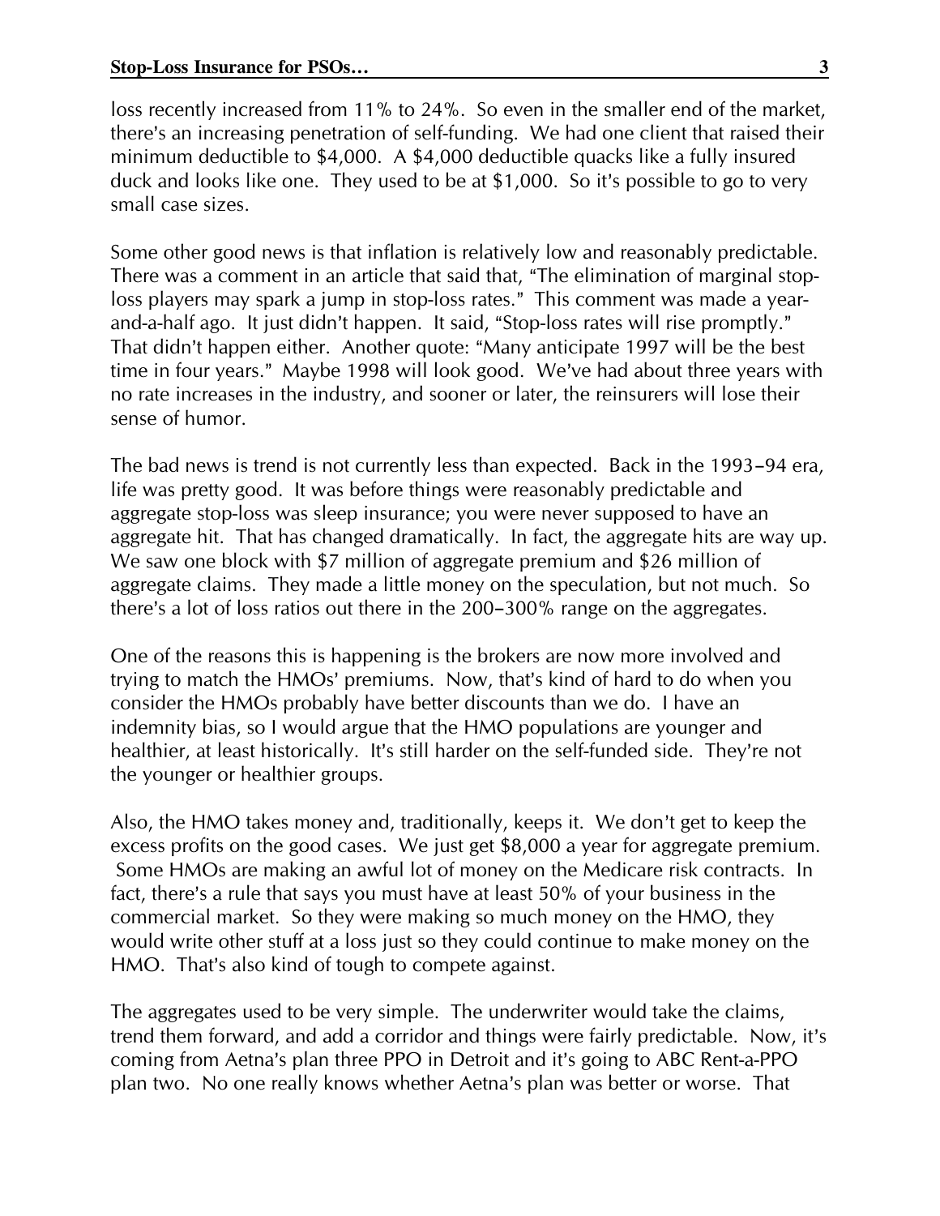loss recently increased from 11% to 24%. So even in the smaller end of the market, there's an increasing penetration of self-funding. We had one client that raised their minimum deductible to $4,000. A $4,000 deductible quacks like a fully insured duck and looks like one. They used to be at $1,000. So it's possible to go to very small case sizes.

Some other good news is that inflation is relatively low and reasonably predictable. There was a comment in an article that said that, "The elimination of marginal stop-loss players may spark a jump in stop-loss rates." This comment was made a year-and-a-half ago. It just didn't happen. It said, "Stop-loss rates will rise promptly." That didn't happen either. Another quote: "Many anticipate 1997 will be the best time in four years." Maybe 1998 will look good. We've had about three years with no rate increases in the industry, and sooner or later, the reinsurers will lose their sense of humor.

The bad news is trend is not currently less than expected. Back in the 1993–94 era, life was pretty good. It was before things were reasonably predictable and aggregate stop-loss was sleep insurance; you were never supposed to have an aggregate hit. That has changed dramatically. In fact, the aggregate hits are way up. We saw one block with $7 million of aggregate premium and $26 million of aggregate claims. They made a little money on the speculation, but not much. So there's a lot of loss ratios out there in the 200–300% range on the aggregates.

One of the reasons this is happening is the brokers are now more involved and trying to match the HMOs' premiums. Now, that's kind of hard to do when you consider the HMOs probably have better discounts than we do. I have an indemnity bias, so I would argue that the HMO populations are younger and healthier, at least historically. It's still harder on the self-funded side. They're not the younger or healthier groups.

Also, the HMO takes money and, traditionally, keeps it. We don't get to keep the excess profits on the good cases. We just get $8,000 a year for aggregate premium. Some HMOs are making an awful lot of money on the Medicare risk contracts. In fact, there's a rule that says you must have at least 50% of your business in the commercial market. So they were making so much money on the HMO, they would write other stuff at a loss just so they could continue to make money on the HMO. That's also kind of tough to compete against.

The aggregates used to be very simple. The underwriter would take the claims, trend them forward, and add a corridor and things were fairly predictable. Now, it's coming from Aetna's plan three PPO in Detroit and it's going to ABC Rent-a-PPO plan two. No one really knows whether Aetna's plan was better or worse. That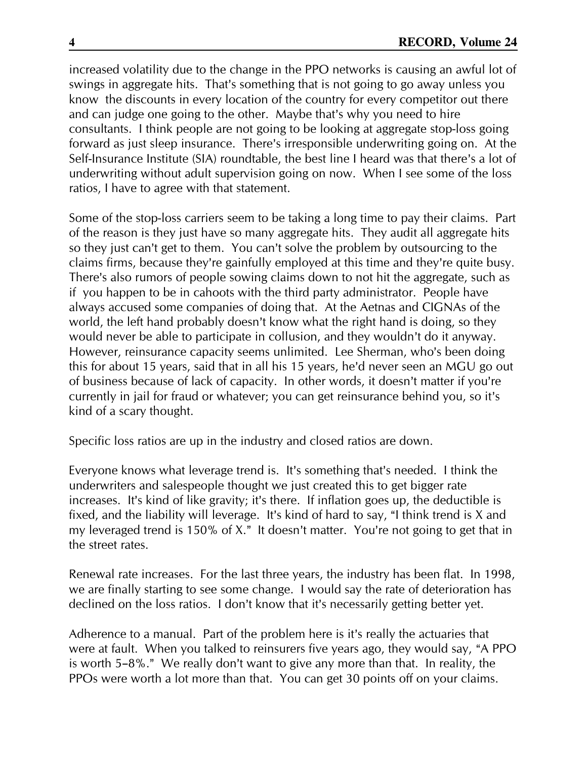increased volatility due to the change in the PPO networks is causing an awful lot of swings in aggregate hits. That's something that is not going to go away unless you know the discounts in every location of the country for every competitor out there and can judge one going to the other. Maybe that's why you need to hire consultants. I think people are not going to be looking at aggregate stop-loss going forward as just sleep insurance. There's irresponsible underwriting going on. At the Self-Insurance Institute (SIA) roundtable, the best line I heard was that there's a lot of underwriting without adult supervision going on now. When I see some of the loss ratios, I have to agree with that statement.

Some of the stop-loss carriers seem to be taking a long time to pay their claims. Part of the reason is they just have so many aggregate hits. They audit all aggregate hits so they just can't get to them. You can't solve the problem by outsourcing to the claims firms, because they're gainfully employed at this time and they're quite busy. There's also rumors of people sowing claims down to not hit the aggregate, such as if you happen to be in cahoots with the third party administrator. People have always accused some companies of doing that. At the Aetnas and CIGNAs of the world, the left hand probably doesn't know what the right hand is doing, so they would never be able to participate in collusion, and they wouldn't do it anyway. However, reinsurance capacity seems unlimited. Lee Sherman, who's been doing this for about 15 years, said that in all his 15 years, he'd never seen an MGU go out of business because of lack of capacity. In other words, it doesn't matter if you're currently in jail for fraud or whatever; you can get reinsurance behind you, so it's kind of a scary thought.

Specific loss ratios are up in the industry and closed ratios are down.

Everyone knows what leverage trend is. It's something that's needed. I think the underwriters and salespeople thought we just created this to get bigger rate increases. It's kind of like gravity; it's there. If inflation goes up, the deductible is fixed, and the liability will leverage. It's kind of hard to say, "I think trend is X and my leveraged trend is 150% of X." It doesn't matter. You're not going to get that in the street rates.

Renewal rate increases. For the last three years, the industry has been flat. In 1998, we are finally starting to see some change. I would say the rate of deterioration has declined on the loss ratios. I don't know that it's necessarily getting better yet.

Adherence to a manual. Part of the problem here is it's really the actuaries that were at fault. When you talked to reinsurers five years ago, they would say, "A PPO is worth 5–8%." We really don't want to give any more than that. In reality, the PPOs were worth a lot more than that. You can get 30 points off on your claims.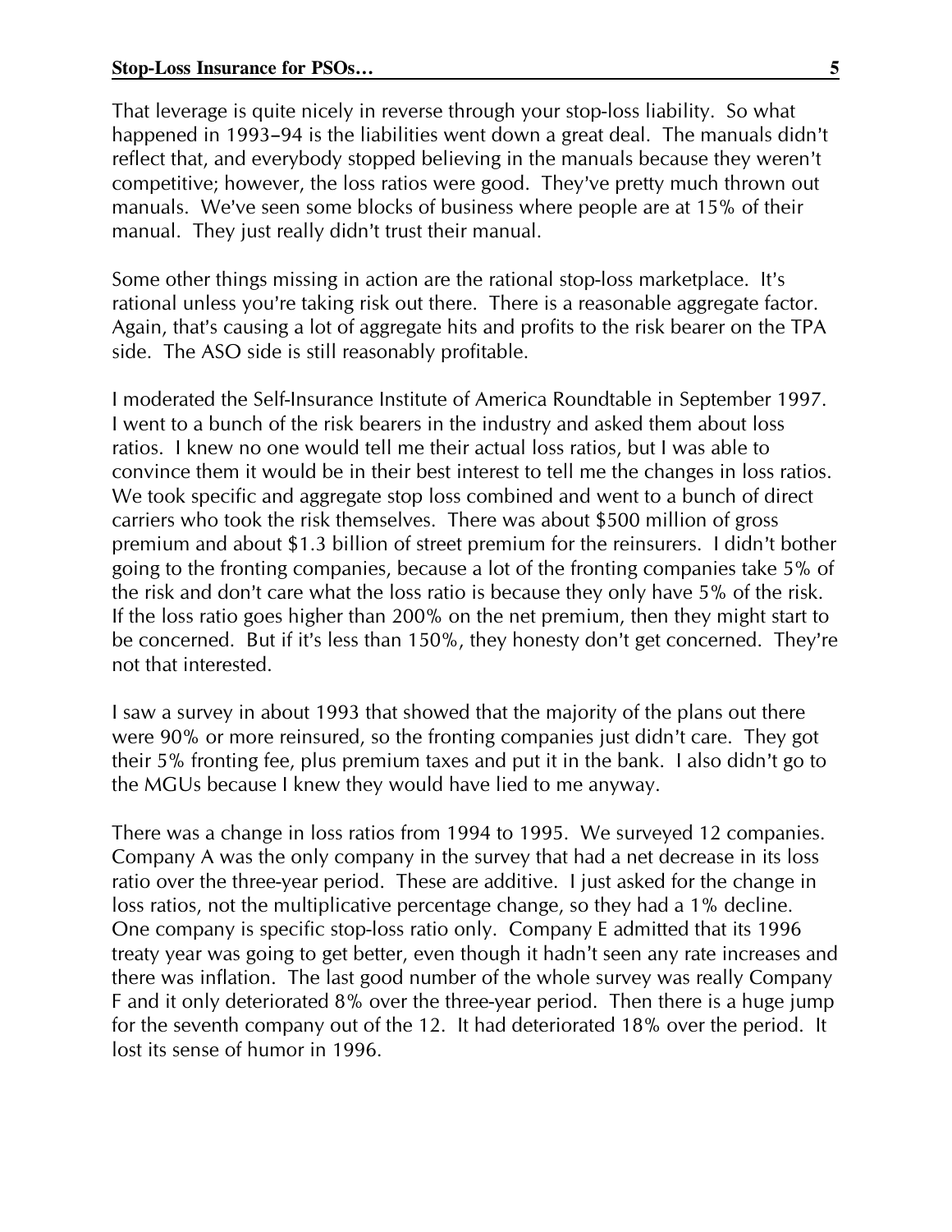That leverage is quite nicely in reverse through your stop-loss liability. So what happened in 1993–94 is the liabilities went down a great deal. The manuals didn't reflect that, and everybody stopped believing in the manuals because they weren't competitive; however, the loss ratios were good. They've pretty much thrown out manuals. We've seen some blocks of business where people are at 15% of their manual. They just really didn't trust their manual.

Some other things missing in action are the rational stop-loss marketplace. It's rational unless you're taking risk out there. There is a reasonable aggregate factor. Again, that's causing a lot of aggregate hits and profits to the risk bearer on the TPA side. The ASO side is still reasonably profitable.

I moderated the Self-Insurance Institute of America Roundtable in September 1997. I went to a bunch of the risk bearers in the industry and asked them about loss ratios. I knew no one would tell me their actual loss ratios, but I was able to convince them it would be in their best interest to tell me the changes in loss ratios. We took specific and aggregate stop loss combined and went to a bunch of direct carriers who took the risk themselves. There was about $500 million of gross premium and about $1.3 billion of street premium for the reinsurers. I didn't bother going to the fronting companies, because a lot of the fronting companies take 5% of the risk and don't care what the loss ratio is because they only have 5% of the risk. If the loss ratio goes higher than 200% on the net premium, then they might start to be concerned. But if it's less than 150%, they honesty don't get concerned. They're not that interested.

I saw a survey in about 1993 that showed that the majority of the plans out there were 90% or more reinsured, so the fronting companies just didn't care. They got their 5% fronting fee, plus premium taxes and put it in the bank. I also didn't go to the MGUs because I knew they would have lied to me anyway.

There was a change in loss ratios from 1994 to 1995. We surveyed 12 companies. Company A was the only company in the survey that had a net decrease in its loss ratio over the three-year period. These are additive. I just asked for the change in loss ratios, not the multiplicative percentage change, so they had a 1% decline. One company is specific stop-loss ratio only. Company E admitted that its 1996 treaty year was going to get better, even though it hadn't seen any rate increases and there was inflation. The last good number of the whole survey was really Company F and it only deteriorated 8% over the three-year period. Then there is a huge jump for the seventh company out of the 12. It had deteriorated 18% over the period. It lost its sense of humor in 1996.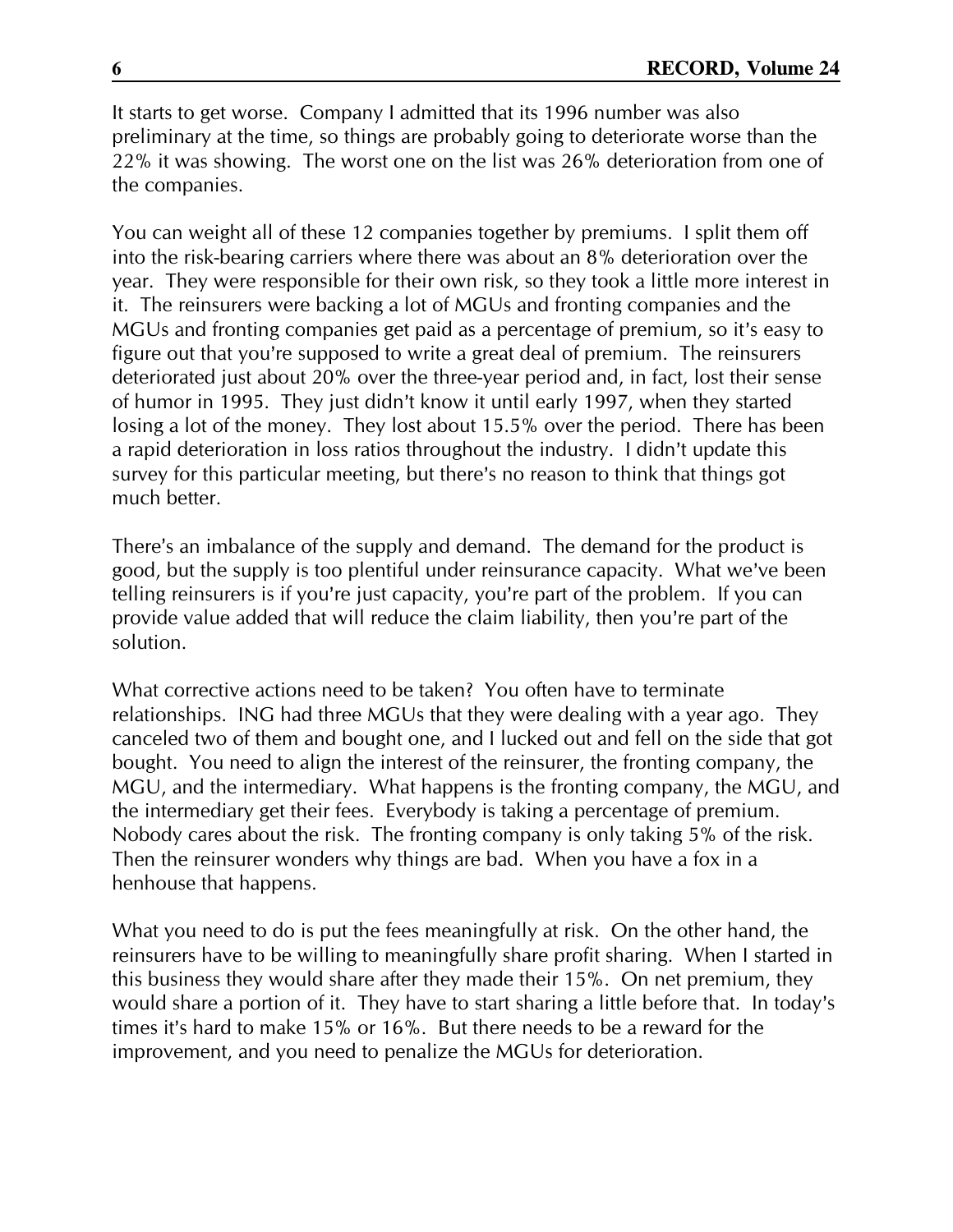It starts to get worse. Company I admitted that its 1996 number was also preliminary at the time, so things are probably going to deteriorate worse than the 22% it was showing. The worst one on the list was 26% deterioration from one of the companies.

You can weight all of these 12 companies together by premiums. I split them off into the risk-bearing carriers where there was about an 8% deterioration over the year. They were responsible for their own risk, so they took a little more interest in it. The reinsurers were backing a lot of MGUs and fronting companies and the MGUs and fronting companies get paid as a percentage of premium, so it's easy to figure out that you're supposed to write a great deal of premium. The reinsurers deteriorated just about 20% over the three-year period and, in fact, lost their sense of humor in 1995. They just didn't know it until early 1997, when they started losing a lot of the money. They lost about 15.5% over the period. There has been a rapid deterioration in loss ratios throughout the industry. I didn't update this survey for this particular meeting, but there's no reason to think that things got much better.

There's an imbalance of the supply and demand. The demand for the product is good, but the supply is too plentiful under reinsurance capacity. What we've been telling reinsurers is if you're just capacity, you're part of the problem. If you can provide value added that will reduce the claim liability, then you're part of the solution.

What corrective actions need to be taken? You often have to terminate relationships. ING had three MGUs that they were dealing with a year ago. They canceled two of them and bought one, and I lucked out and fell on the side that got bought. You need to align the interest of the reinsurer, the fronting company, the MGU, and the intermediary. What happens is the fronting company, the MGU, and the intermediary get their fees. Everybody is taking a percentage of premium. Nobody cares about the risk. The fronting company is only taking 5% of the risk. Then the reinsurer wonders why things are bad. When you have a fox in a henhouse that happens.

What you need to do is put the fees meaningfully at risk. On the other hand, the reinsurers have to be willing to meaningfully share profit sharing. When I started in this business they would share after they made their 15%. On net premium, they would share a portion of it. They have to start sharing a little before that. In today's times it's hard to make 15% or 16%. But there needs to be a reward for the improvement, and you need to penalize the MGUs for deterioration.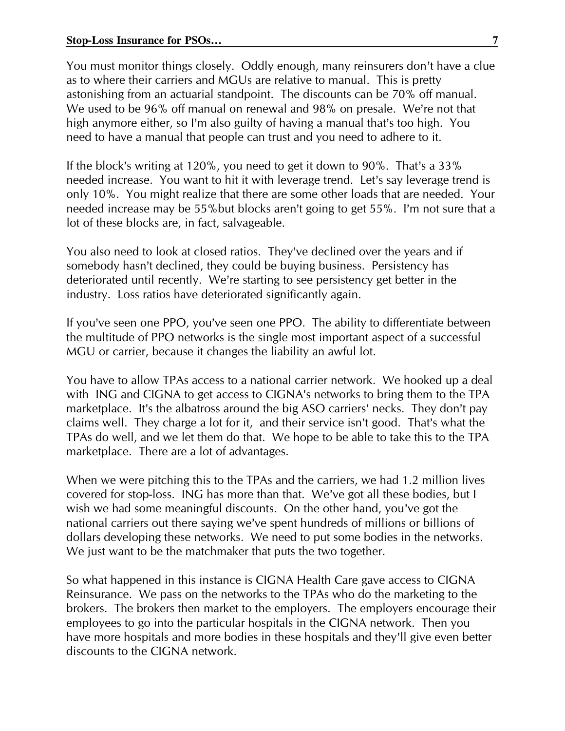You must monitor things closely. Oddly enough, many reinsurers don't have a clue as to where their carriers and MGUs are relative to manual. This is pretty astonishing from an actuarial standpoint. The discounts can be 70% off manual. We used to be 96% off manual on renewal and 98% on presale. We're not that high anymore either, so I'm also guilty of having a manual that's too high. You need to have a manual that people can trust and you need to adhere to it.

If the block's writing at 120%, you need to get it down to 90%. That's a 33% needed increase. You want to hit it with leverage trend. Let's say leverage trend is only 10%. You might realize that there are some other loads that are needed. Your needed increase may be 55%but blocks aren't going to get 55%. I'm not sure that a lot of these blocks are, in fact, salvageable.

You also need to look at closed ratios. They've declined over the years and if somebody hasn't declined, they could be buying business. Persistency has deteriorated until recently. We're starting to see persistency get better in the industry. Loss ratios have deteriorated significantly again.

If you've seen one PPO, you've seen one PPO. The ability to differentiate between the multitude of PPO networks is the single most important aspect of a successful MGU or carrier, because it changes the liability an awful lot.

You have to allow TPAs access to a national carrier network. We hooked up a deal with ING and CIGNA to get access to CIGNA's networks to bring them to the TPA marketplace. It's the albatross around the big ASO carriers' necks. They don't pay claims well. They charge a lot for it, and their service isn't good. That's what the TPAs do well, and we let them do that. We hope to be able to take this to the TPA marketplace. There are a lot of advantages.

When we were pitching this to the TPAs and the carriers, we had 1.2 million lives covered for stop-loss. ING has more than that. We've got all these bodies, but I wish we had some meaningful discounts. On the other hand, you've got the national carriers out there saying we've spent hundreds of millions or billions of dollars developing these networks. We need to put some bodies in the networks. We just want to be the matchmaker that puts the two together.

So what happened in this instance is CIGNA Health Care gave access to CIGNA Reinsurance. We pass on the networks to the TPAs who do the marketing to the brokers. The brokers then market to the employers. The employers encourage their employees to go into the particular hospitals in the CIGNA network. Then you have more hospitals and more bodies in these hospitals and they'll give even better discounts to the CIGNA network.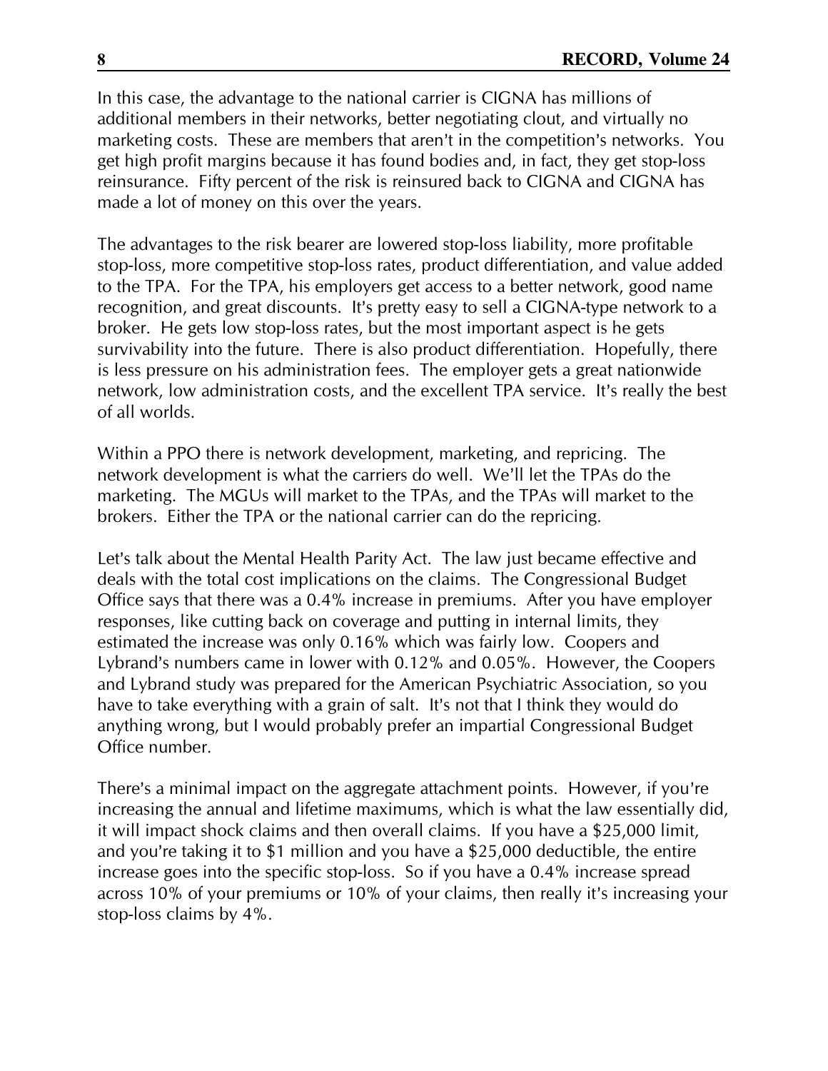In this case, the advantage to the national carrier is CIGNA has millions of additional members in their networks, better negotiating clout, and virtually no marketing costs. These are members that aren't in the competition's networks. You get high profit margins because it has found bodies and, in fact, they get stop-loss reinsurance. Fifty percent of the risk is reinsured back to CIGNA and CIGNA has made a lot of money on this over the years.

The advantages to the risk bearer are lowered stop-loss liability, more profitable stop-loss, more competitive stop-loss rates, product differentiation, and value added to the TPA. For the TPA, his employers get access to a better network, good name recognition, and great discounts. It's pretty easy to sell a CIGNA-type network to a broker. He gets low stop-loss rates, but the most important aspect is he gets survivability into the future. There is also product differentiation. Hopefully, there is less pressure on his administration fees. The employer gets a great nationwide network, low administration costs, and the excellent TPA service. It's really the best of all worlds.

Within a PPO there is network development, marketing, and repricing. The network development is what the carriers do well. We'll let the TPAs do the marketing. The MGUs will market to the TPAs, and the TPAs will market to the brokers. Either the TPA or the national carrier can do the repricing.

Let's talk about the Mental Health Parity Act. The law just became effective and deals with the total cost implications on the claims. The Congressional Budget Office says that there was a 0.4% increase in premiums. After you have employer responses, like cutting back on coverage and putting in internal limits, they estimated the increase was only 0.16% which was fairly low. Coopers and Lybrand's numbers came in lower with 0.12% and 0.05%. However, the Coopers and Lybrand study was prepared for the American Psychiatric Association, so you have to take everything with a grain of salt. It's not that I think they would do anything wrong, but I would probably prefer an impartial Congressional Budget Office number.

There's a minimal impact on the aggregate attachment points. However, if you're increasing the annual and lifetime maximums, which is what the law essentially did, it will impact shock claims and then overall claims. If you have a $25,000 limit, and you're taking it to $1 million and you have a $25,000 deductible, the entire increase goes into the specific stop-loss. So if you have a 0.4% increase spread across 10% of your premiums or 10% of your claims, then really it's increasing your stop-loss claims by 4%.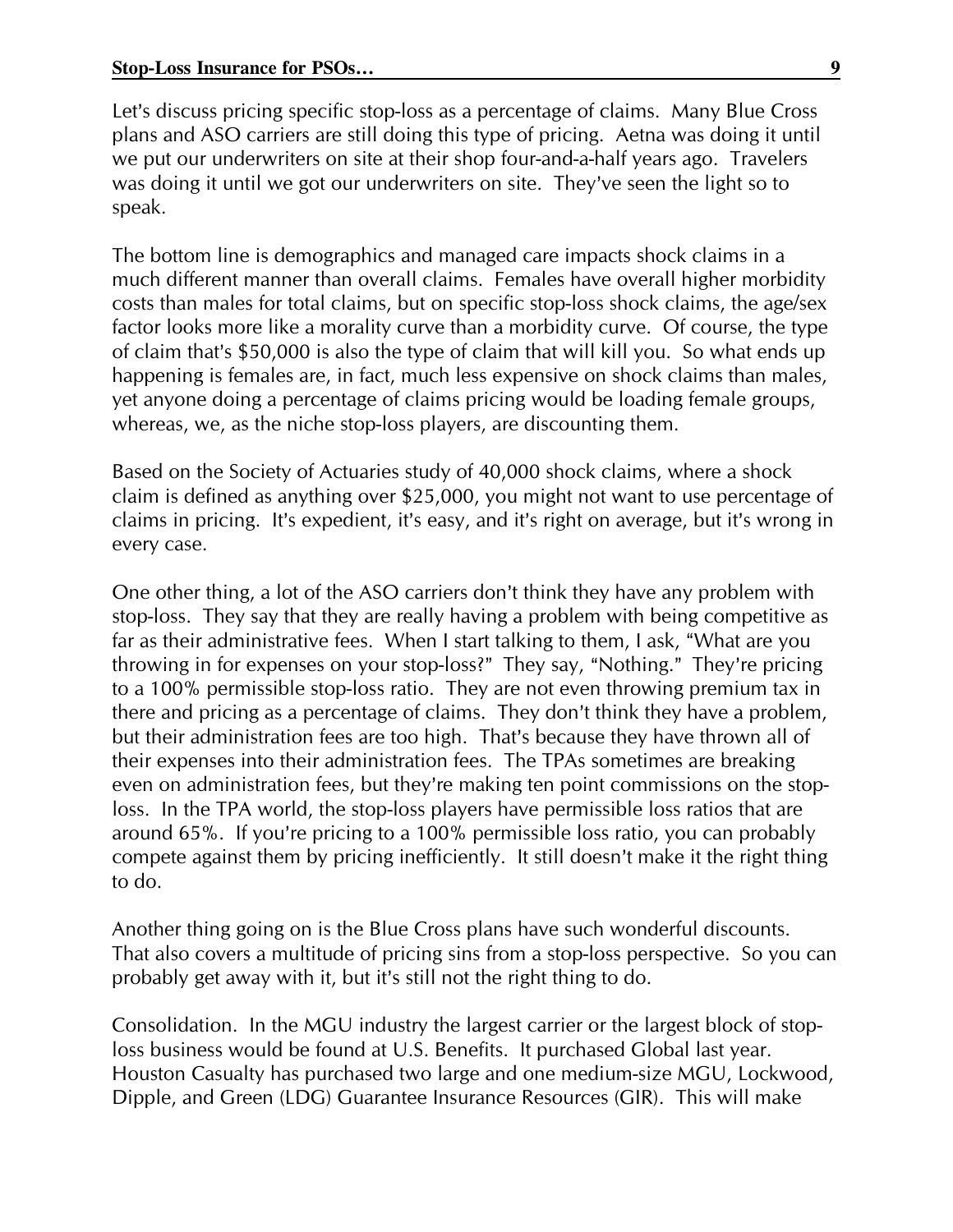Let's discuss pricing specific stop-loss as a percentage of claims. Many Blue Cross plans and ASO carriers are still doing this type of pricing. Aetna was doing it until we put our underwriters on site at their shop four-and-a-half years ago. Travelers was doing it until we got our underwriters on site. They've seen the light so to speak.

The bottom line is demographics and managed care impacts shock claims in a much different manner than overall claims. Females have overall higher morbidity costs than males for total claims, but on specific stop-loss shock claims, the age/sex factor looks more like a morality curve than a morbidity curve. Of course, the type of claim that's $50,000 is also the type of claim that will kill you. So what ends up happening is females are, in fact, much less expensive on shock claims than males, yet anyone doing a percentage of claims pricing would be loading female groups, whereas, we, as the niche stop-loss players, are discounting them.

Based on the Society of Actuaries study of 40,000 shock claims, where a shock claim is defined as anything over $25,000, you might not want to use percentage of claims in pricing. It's expedient, it's easy, and it's right on average, but it's wrong in every case.

One other thing, a lot of the ASO carriers don't think they have any problem with stop-loss. They say that they are really having a problem with being competitive as far as their administrative fees. When I start talking to them, I ask, "What are you throwing in for expenses on your stop-loss?" They say, "Nothing." They're pricing to a 100% permissible stop-loss ratio. They are not even throwing premium tax in there and pricing as a percentage of claims. They don't think they have a problem, but their administration fees are too high. That's because they have thrown all of their expenses into their administration fees. The TPAs sometimes are breaking even on administration fees, but they're making ten point commissions on the stop-loss. In the TPA world, the stop-loss players have permissible loss ratios that are around 65%. If you're pricing to a 100% permissible loss ratio, you can probably compete against them by pricing inefficiently. It still doesn't make it the right thing to do.

Another thing going on is the Blue Cross plans have such wonderful discounts. That also covers a multitude of pricing sins from a stop-loss perspective. So you can probably get away with it, but it's still not the right thing to do.

Consolidation. In the MGU industry the largest carrier or the largest block of stop-loss business would be found at U.S. Benefits. It purchased Global last year. Houston Casualty has purchased two large and one medium-size MGU, Lockwood, Dipple, and Green (LDG) Guarantee Insurance Resources (GIR). This will make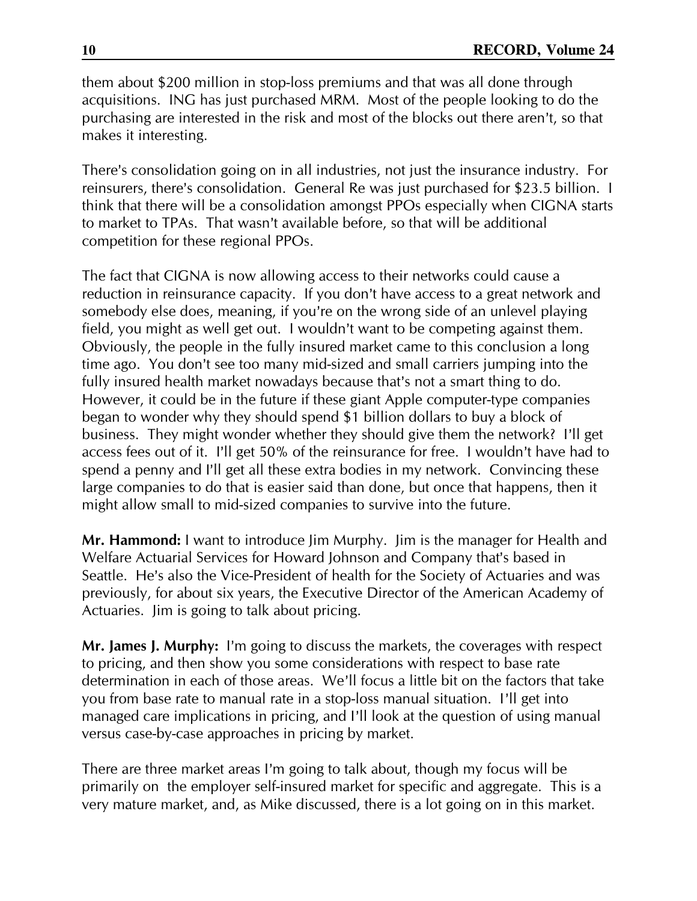them about $200 million in stop-loss premiums and that was all done through acquisitions. ING has just purchased MRM. Most of the people looking to do the purchasing are interested in the risk and most of the blocks out there aren't, so that makes it interesting.

There's consolidation going on in all industries, not just the insurance industry. For reinsurers, there's consolidation. General Re was just purchased for $23.5 billion. I think that there will be a consolidation amongst PPOs especially when CIGNA starts to market to TPAs. That wasn't available before, so that will be additional competition for these regional PPOs.

The fact that CIGNA is now allowing access to their networks could cause a reduction in reinsurance capacity. If you don't have access to a great network and somebody else does, meaning, if you're on the wrong side of an unlevel playing field, you might as well get out. I wouldn't want to be competing against them. Obviously, the people in the fully insured market came to this conclusion a long time ago. You don't see too many mid-sized and small carriers jumping into the fully insured health market nowadays because that's not a smart thing to do. However, it could be in the future if these giant Apple computer-type companies began to wonder why they should spend $1 billion dollars to buy a block of business. They might wonder whether they should give them the network? I'll get access fees out of it. I'll get 50% of the reinsurance for free. I wouldn't have had to spend a penny and I'll get all these extra bodies in my network. Convincing these large companies to do that is easier said than done, but once that happens, then it might allow small to mid-sized companies to survive into the future.

**Mr. Hammond:** I want to introduce Jim Murphy. Jim is the manager for Health and Welfare Actuarial Services for Howard Johnson and Company that's based in Seattle. He's also the Vice-President of health for the Society of Actuaries and was previously, for about six years, the Executive Director of the American Academy of Actuaries. Jim is going to talk about pricing.

**Mr. James J. Murphy:** I'm going to discuss the markets, the coverages with respect to pricing, and then show you some considerations with respect to base rate determination in each of those areas. We'll focus a little bit on the factors that take you from base rate to manual rate in a stop-loss manual situation. I'll get into managed care implications in pricing, and I'll look at the question of using manual versus case-by-case approaches in pricing by market.

There are three market areas I'm going to talk about, though my focus will be primarily on the employer self-insured market for specific and aggregate. This is a very mature market, and, as Mike discussed, there is a lot going on in this market.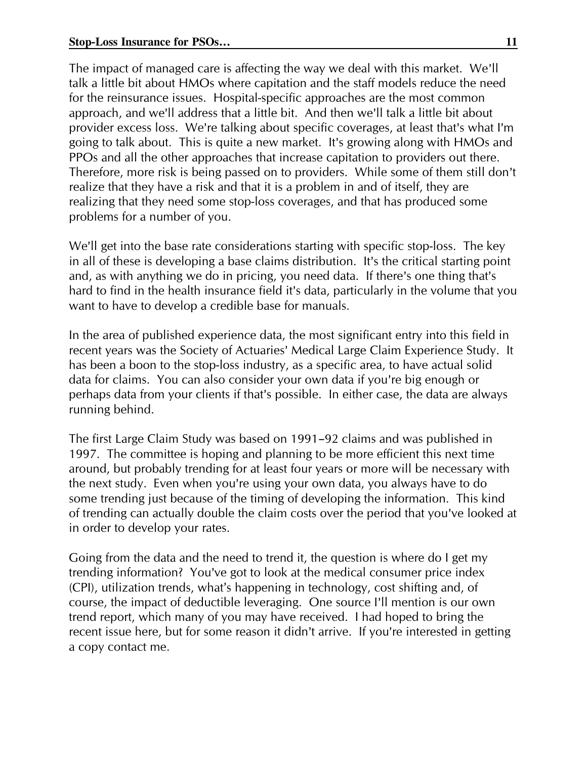The impact of managed care is affecting the way we deal with this market. We'll talk a little bit about HMOs where capitation and the staff models reduce the need for the reinsurance issues. Hospital-specific approaches are the most common approach, and we'll address that a little bit. And then we'll talk a little bit about provider excess loss. We're talking about specific coverages, at least that's what I'm going to talk about. This is quite a new market. It's growing along with HMOs and PPOs and all the other approaches that increase capitation to providers out there. Therefore, more risk is being passed on to providers. While some of them still don't realize that they have a risk and that it is a problem in and of itself, they are realizing that they need some stop-loss coverages, and that has produced some problems for a number of you.

We'll get into the base rate considerations starting with specific stop-loss. The key in all of these is developing a base claims distribution. It's the critical starting point and, as with anything we do in pricing, you need data. If there's one thing that's hard to find in the health insurance field it's data, particularly in the volume that you want to have to develop a credible base for manuals.

In the area of published experience data, the most significant entry into this field in recent years was the Society of Actuaries' Medical Large Claim Experience Study. It has been a boon to the stop-loss industry, as a specific area, to have actual solid data for claims. You can also consider your own data if you're big enough or perhaps data from your clients if that's possible. In either case, the data are always running behind.

The first Large Claim Study was based on 1991–92 claims and was published in 1997. The committee is hoping and planning to be more efficient this next time around, but probably trending for at least four years or more will be necessary with the next study. Even when you're using your own data, you always have to do some trending just because of the timing of developing the information. This kind of trending can actually double the claim costs over the period that you've looked at in order to develop your rates.

Going from the data and the need to trend it, the question is where do I get my trending information? You've got to look at the medical consumer price index (CPI), utilization trends, what's happening in technology, cost shifting and, of course, the impact of deductible leveraging. One source I'll mention is our own trend report, which many of you may have received. I had hoped to bring the recent issue here, but for some reason it didn't arrive. If you're interested in getting a copy contact me.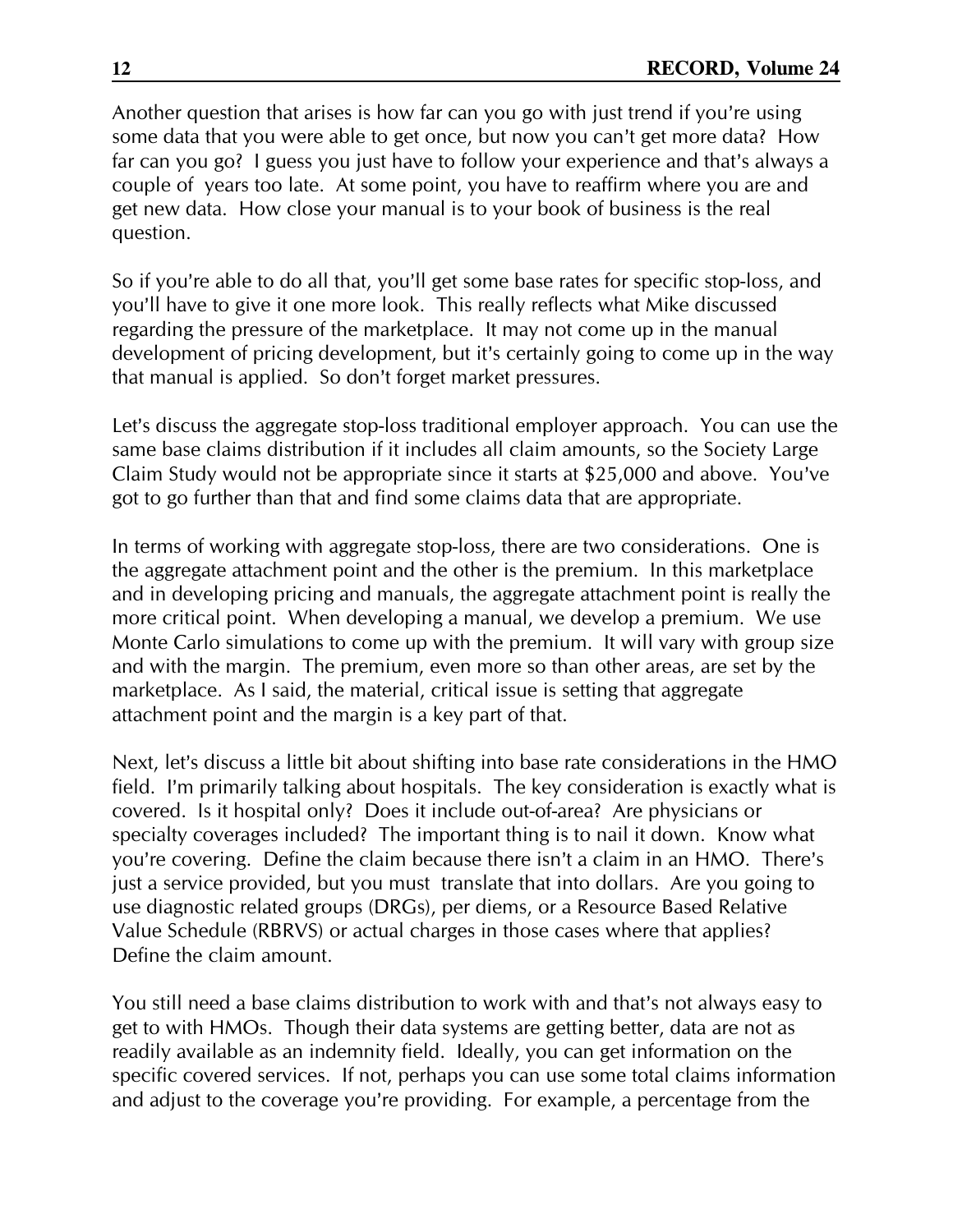Another question that arises is how far can you go with just trend if you're using some data that you were able to get once, but now you can't get more data? How far can you go? I guess you just have to follow your experience and that's always a couple of years too late. At some point, you have to reaffirm where you are and get new data. How close your manual is to your book of business is the real question.

So if you're able to do all that, you'll get some base rates for specific stop-loss, and you'll have to give it one more look. This really reflects what Mike discussed regarding the pressure of the marketplace. It may not come up in the manual development of pricing development, but it's certainly going to come up in the way that manual is applied. So don't forget market pressures.

Let's discuss the aggregate stop-loss traditional employer approach. You can use the same base claims distribution if it includes all claim amounts, so the Society Large Claim Study would not be appropriate since it starts at $25,000 and above. You've got to go further than that and find some claims data that are appropriate.

In terms of working with aggregate stop-loss, there are two considerations. One is the aggregate attachment point and the other is the premium. In this marketplace and in developing pricing and manuals, the aggregate attachment point is really the more critical point. When developing a manual, we develop a premium. We use Monte Carlo simulations to come up with the premium. It will vary with group size and with the margin. The premium, even more so than other areas, are set by the marketplace. As I said, the material, critical issue is setting that aggregate attachment point and the margin is a key part of that.

Next, let's discuss a little bit about shifting into base rate considerations in the HMO field. I'm primarily talking about hospitals. The key consideration is exactly what is covered. Is it hospital only? Does it include out-of-area? Are physicians or specialty coverages included? The important thing is to nail it down. Know what you're covering. Define the claim because there isn't a claim in an HMO. There's just a service provided, but you must translate that into dollars. Are you going to use diagnostic related groups (DRGs), per diems, or a Resource Based Relative Value Schedule (RBRVS) or actual charges in those cases where that applies? Define the claim amount.

You still need a base claims distribution to work with and that's not always easy to get to with HMOs. Though their data systems are getting better, data are not as readily available as an indemnity field. Ideally, you can get information on the specific covered services. If not, perhaps you can use some total claims information and adjust to the coverage you're providing. For example, a percentage from the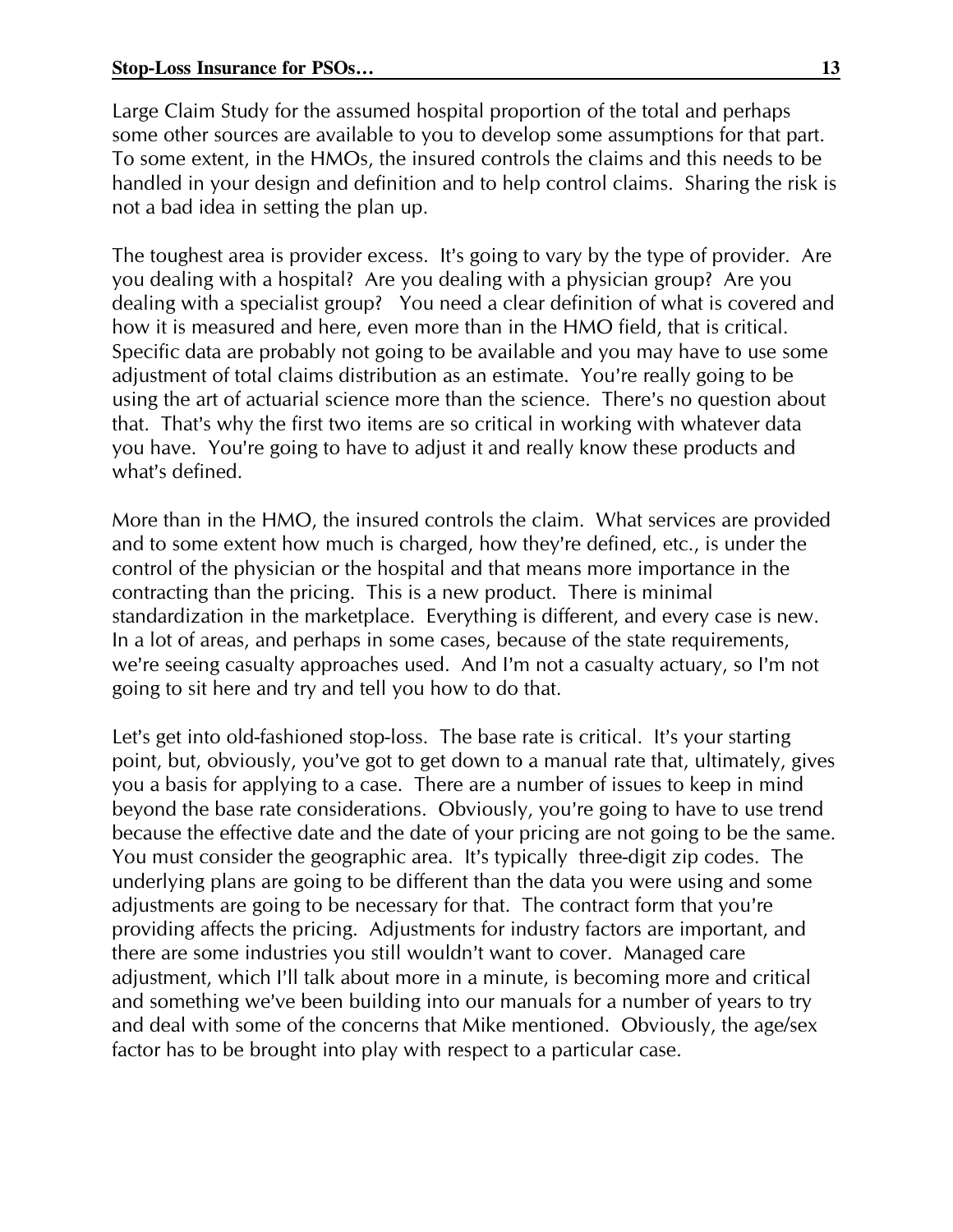Large Claim Study for the assumed hospital proportion of the total and perhaps some other sources are available to you to develop some assumptions for that part. To some extent, in the HMOs, the insured controls the claims and this needs to be handled in your design and definition and to help control claims. Sharing the risk is not a bad idea in setting the plan up.

The toughest area is provider excess. It's going to vary by the type of provider. Are you dealing with a hospital? Are you dealing with a physician group? Are you dealing with a specialist group? You need a clear definition of what is covered and how it is measured and here, even more than in the HMO field, that is critical. Specific data are probably not going to be available and you may have to use some adjustment of total claims distribution as an estimate. You're really going to be using the art of actuarial science more than the science. There's no question about that. That's why the first two items are so critical in working with whatever data you have. You're going to have to adjust it and really know these products and what's defined.

More than in the HMO, the insured controls the claim. What services are provided and to some extent how much is charged, how they're defined, etc., is under the control of the physician or the hospital and that means more importance in the contracting than the pricing. This is a new product. There is minimal standardization in the marketplace. Everything is different, and every case is new. In a lot of areas, and perhaps in some cases, because of the state requirements, we're seeing casualty approaches used. And I'm not a casualty actuary, so I'm not going to sit here and try and tell you how to do that.

Let's get into old-fashioned stop-loss. The base rate is critical. It's your starting point, but, obviously, you've got to get down to a manual rate that, ultimately, gives you a basis for applying to a case. There are a number of issues to keep in mind beyond the base rate considerations. Obviously, you're going to have to use trend because the effective date and the date of your pricing are not going to be the same. You must consider the geographic area. It's typically three-digit zip codes. The underlying plans are going to be different than the data you were using and some adjustments are going to be necessary for that. The contract form that you're providing affects the pricing. Adjustments for industry factors are important, and there are some industries you still wouldn't want to cover. Managed care adjustment, which I'll talk about more in a minute, is becoming more and critical and something we've been building into our manuals for a number of years to try and deal with some of the concerns that Mike mentioned. Obviously, the age/sex factor has to be brought into play with respect to a particular case.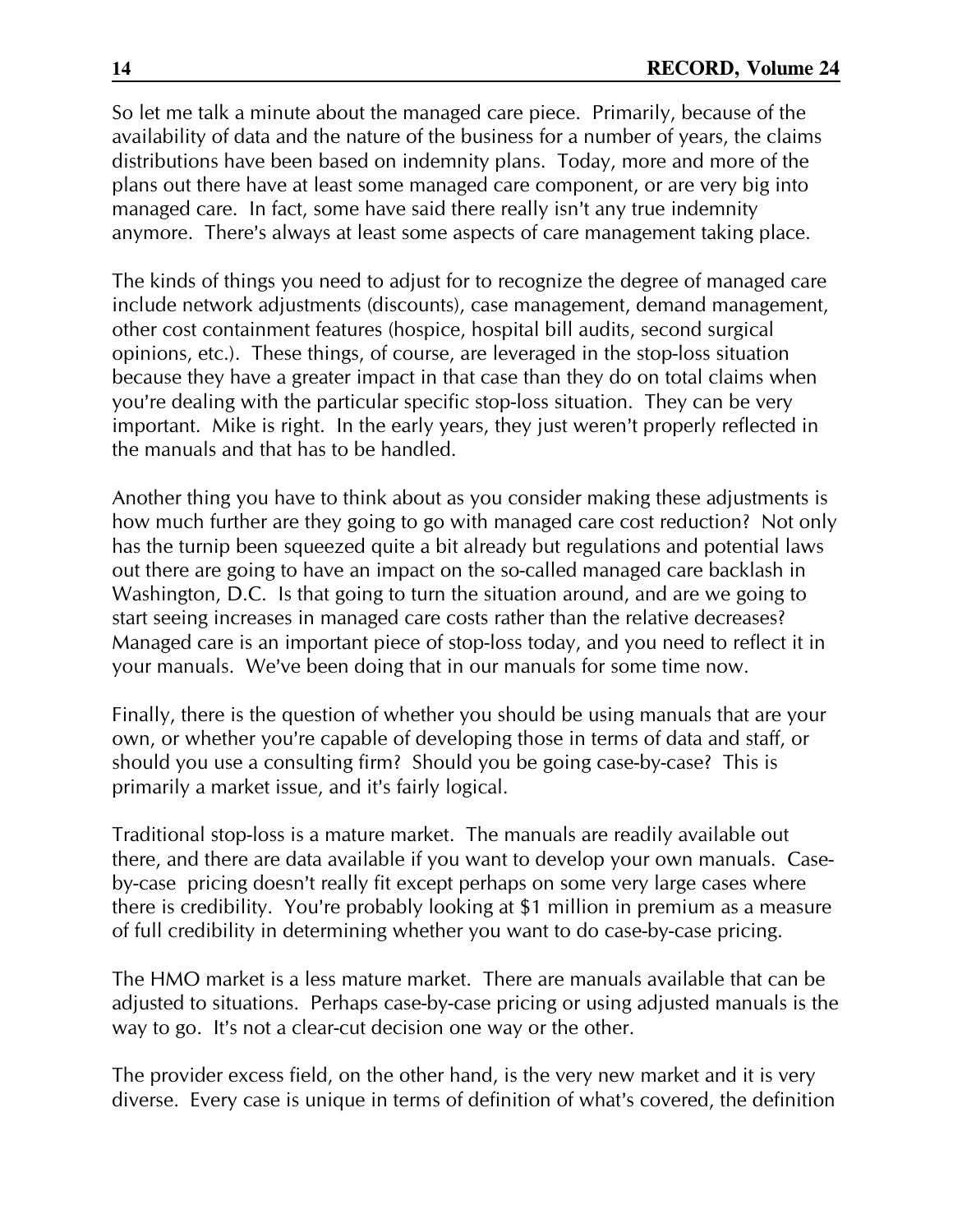So let me talk a minute about the managed care piece. Primarily, because of the availability of data and the nature of the business for a number of years, the claims distributions have been based on indemnity plans. Today, more and more of the plans out there have at least some managed care component, or are very big into managed care. In fact, some have said there really isn't any true indemnity anymore. There's always at least some aspects of care management taking place.

The kinds of things you need to adjust for to recognize the degree of managed care include network adjustments (discounts), case management, demand management, other cost containment features (hospice, hospital bill audits, second surgical opinions, etc.). These things, of course, are leveraged in the stop-loss situation because they have a greater impact in that case than they do on total claims when you're dealing with the particular specific stop-loss situation. They can be very important. Mike is right. In the early years, they just weren't properly reflected in the manuals and that has to be handled.

Another thing you have to think about as you consider making these adjustments is how much further are they going to go with managed care cost reduction? Not only has the turnip been squeezed quite a bit already but regulations and potential laws out there are going to have an impact on the so-called managed care backlash in Washington, D.C. Is that going to turn the situation around, and are we going to start seeing increases in managed care costs rather than the relative decreases? Managed care is an important piece of stop-loss today, and you need to reflect it in your manuals. We've been doing that in our manuals for some time now.

Finally, there is the question of whether you should be using manuals that are your own, or whether you're capable of developing those in terms of data and staff, or should you use a consulting firm? Should you be going case-by-case? This is primarily a market issue, and it's fairly logical.

Traditional stop-loss is a mature market. The manuals are readily available out there, and there are data available if you want to develop your own manuals. Case-by-case pricing doesn't really fit except perhaps on some very large cases where there is credibility. You're probably looking at $1 million in premium as a measure of full credibility in determining whether you want to do case-by-case pricing.

The HMO market is a less mature market. There are manuals available that can be adjusted to situations. Perhaps case-by-case pricing or using adjusted manuals is the way to go. It's not a clear-cut decision one way or the other.

The provider excess field, on the other hand, is the very new market and it is very diverse. Every case is unique in terms of definition of what's covered, the definition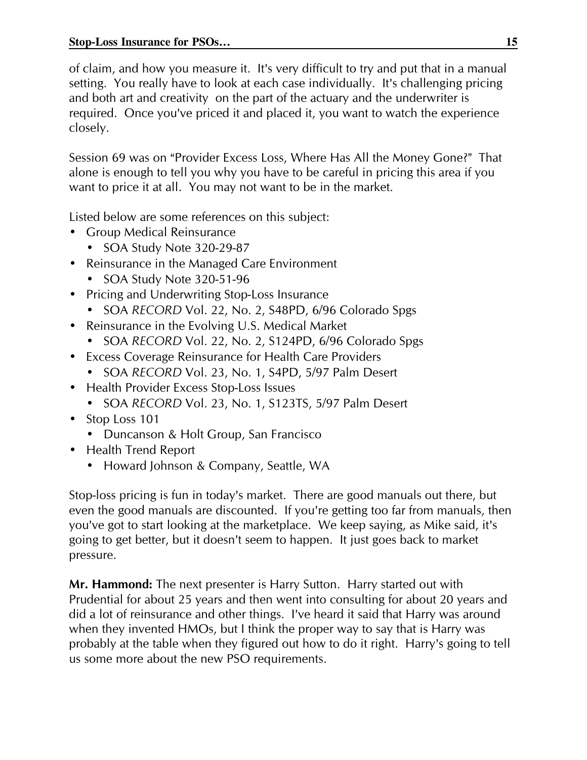of claim, and how you measure it. It's very difficult to try and put that in a manual setting. You really have to look at each case individually. It's challenging pricing and both art and creativity on the part of the actuary and the underwriter is required. Once you've priced it and placed it, you want to watch the experience closely.

Session 69 was on "Provider Excess Loss, Where Has All the Money Gone?" That alone is enough to tell you why you have to be careful in pricing this area if you want to price it at all. You may not want to be in the market.

Listed below are some references on this subject:

- Group Medical Reinsurance
  - SOA Study Note 320-29-87
- Reinsurance in the Managed Care Environment
  - SOA Study Note 320-51-96
- Pricing and Underwriting Stop-Loss Insurance
  - SOA *RECORD* Vol. 22, No. 2, S48PD, 6/96 Colorado Spgs
- Reinsurance in the Evolving U.S. Medical Market
  - SOA *RECORD* Vol. 22, No. 2, S124PD, 6/96 Colorado Spgs
- Excess Coverage Reinsurance for Health Care Providers
  - SOA *RECORD* Vol. 23, No. 1, S4PD, 5/97 Palm Desert
- Health Provider Excess Stop-Loss Issues
  - SOA *RECORD* Vol. 23, No. 1, S123TS, 5/97 Palm Desert
- Stop Loss 101
  - Duncanson & Holt Group, San Francisco
- Health Trend Report
  - Howard Johnson & Company, Seattle, WA

Stop-loss pricing is fun in today's market. There are good manuals out there, but even the good manuals are discounted. If you're getting too far from manuals, then you've got to start looking at the marketplace. We keep saying, as Mike said, it's going to get better, but it doesn't seem to happen. It just goes back to market pressure.

**Mr. Hammond:** The next presenter is Harry Sutton. Harry started out with Prudential for about 25 years and then went into consulting for about 20 years and did a lot of reinsurance and other things. I've heard it said that Harry was around when they invented HMOs, but I think the proper way to say that is Harry was probably at the table when they figured out how to do it right. Harry's going to tell us some more about the new PSO requirements.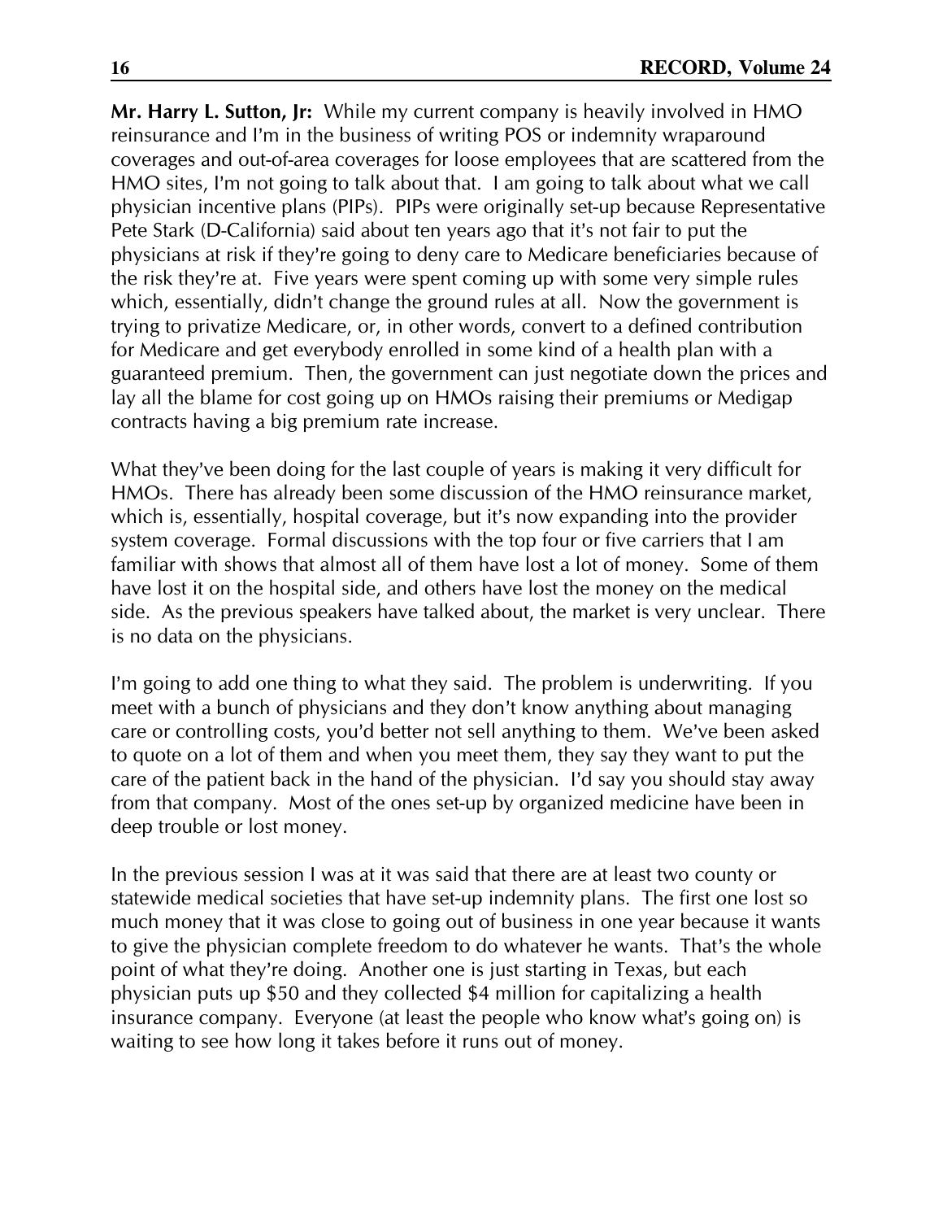**Mr. Harry L. Sutton, Jr:** While my current company is heavily involved in HMO reinsurance and I'm in the business of writing POS or indemnity wraparound coverages and out-of-area coverages for loose employees that are scattered from the HMO sites, I'm not going to talk about that. I am going to talk about what we call physician incentive plans (PIPs). PIPs were originally set-up because Representative Pete Stark (D-California) said about ten years ago that it's not fair to put the physicians at risk if they're going to deny care to Medicare beneficiaries because of the risk they're at. Five years were spent coming up with some very simple rules which, essentially, didn't change the ground rules at all. Now the government is trying to privatize Medicare, or, in other words, convert to a defined contribution for Medicare and get everybody enrolled in some kind of a health plan with a guaranteed premium. Then, the government can just negotiate down the prices and lay all the blame for cost going up on HMOs raising their premiums or Medigap contracts having a big premium rate increase.

What they've been doing for the last couple of years is making it very difficult for HMOs. There has already been some discussion of the HMO reinsurance market, which is, essentially, hospital coverage, but it's now expanding into the provider system coverage. Formal discussions with the top four or five carriers that I am familiar with shows that almost all of them have lost a lot of money. Some of them have lost it on the hospital side, and others have lost the money on the medical side. As the previous speakers have talked about, the market is very unclear. There is no data on the physicians.

I'm going to add one thing to what they said. The problem is underwriting. If you meet with a bunch of physicians and they don't know anything about managing care or controlling costs, you'd better not sell anything to them. We've been asked to quote on a lot of them and when you meet them, they say they want to put the care of the patient back in the hand of the physician. I'd say you should stay away from that company. Most of the ones set-up by organized medicine have been in deep trouble or lost money.

In the previous session I was at it was said that there are at least two county or statewide medical societies that have set-up indemnity plans. The first one lost so much money that it was close to going out of business in one year because it wants to give the physician complete freedom to do whatever he wants. That's the whole point of what they're doing. Another one is just starting in Texas, but each physician puts up $50 and they collected $4 million for capitalizing a health insurance company. Everyone (at least the people who know what's going on) is waiting to see how long it takes before it runs out of money.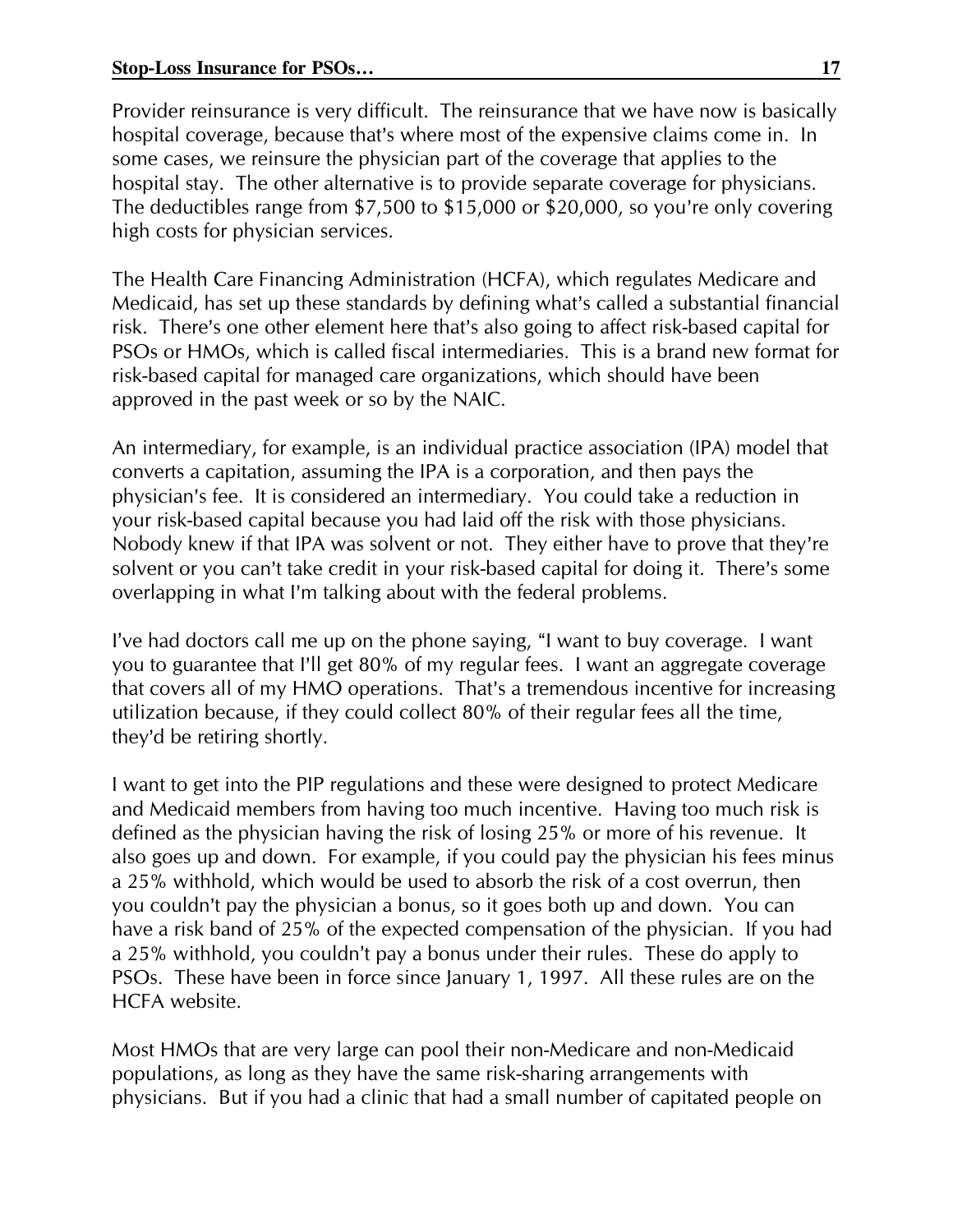Provider reinsurance is very difficult. The reinsurance that we have now is basically hospital coverage, because that's where most of the expensive claims come in. In some cases, we reinsure the physician part of the coverage that applies to the hospital stay. The other alternative is to provide separate coverage for physicians. The deductibles range from $7,500 to $15,000 or $20,000, so you're only covering high costs for physician services.

The Health Care Financing Administration (HCFA), which regulates Medicare and Medicaid, has set up these standards by defining what's called a substantial financial risk. There's one other element here that's also going to affect risk-based capital for PSOs or HMOs, which is called fiscal intermediaries. This is a brand new format for risk-based capital for managed care organizations, which should have been approved in the past week or so by the NAIC.

An intermediary, for example, is an individual practice association (IPA) model that converts a capitation, assuming the IPA is a corporation, and then pays the physician's fee. It is considered an intermediary. You could take a reduction in your risk-based capital because you had laid off the risk with those physicians. Nobody knew if that IPA was solvent or not. They either have to prove that they're solvent or you can't take credit in your risk-based capital for doing it. There's some overlapping in what I'm talking about with the federal problems.

I've had doctors call me up on the phone saying, "I want to buy coverage. I want you to guarantee that I'll get 80% of my regular fees. I want an aggregate coverage that covers all of my HMO operations. That's a tremendous incentive for increasing utilization because, if they could collect 80% of their regular fees all the time, they'd be retiring shortly.

I want to get into the PIP regulations and these were designed to protect Medicare and Medicaid members from having too much incentive. Having too much risk is defined as the physician having the risk of losing 25% or more of his revenue. It also goes up and down. For example, if you could pay the physician his fees minus a 25% withhold, which would be used to absorb the risk of a cost overrun, then you couldn't pay the physician a bonus, so it goes both up and down. You can have a risk band of 25% of the expected compensation of the physician. If you had a 25% withhold, you couldn't pay a bonus under their rules. These do apply to PSOs. These have been in force since January 1, 1997. All these rules are on the HCFA website.

Most HMOs that are very large can pool their non-Medicare and non-Medicaid populations, as long as they have the same risk-sharing arrangements with physicians. But if you had a clinic that had a small number of capitated people on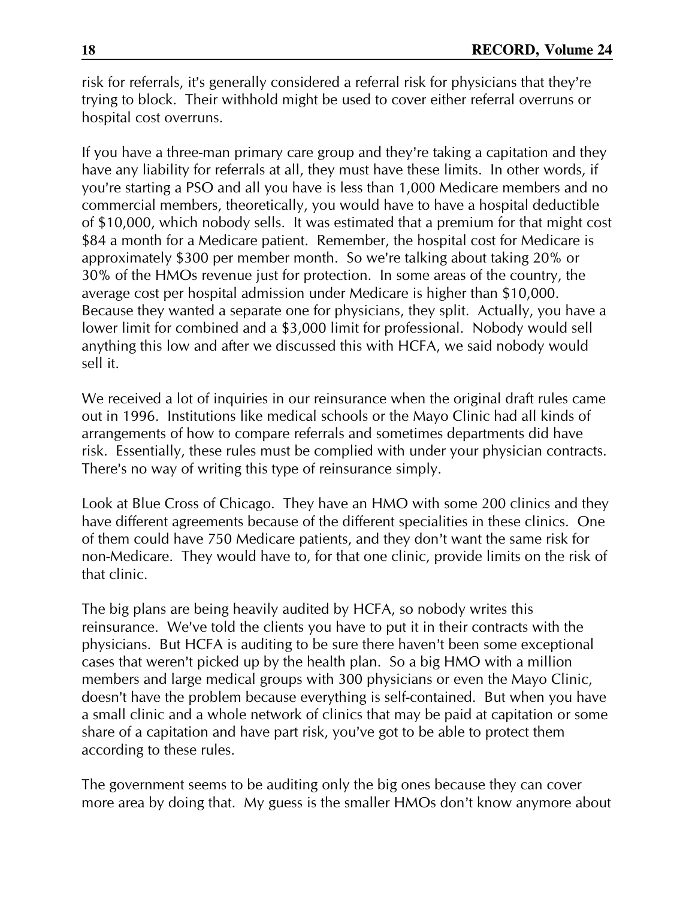risk for referrals, it's generally considered a referral risk for physicians that they're trying to block. Their withhold might be used to cover either referral overruns or hospital cost overruns.

If you have a three-man primary care group and they're taking a capitation and they have any liability for referrals at all, they must have these limits. In other words, if you're starting a PSO and all you have is less than 1,000 Medicare members and no commercial members, theoretically, you would have to have a hospital deductible of $10,000, which nobody sells. It was estimated that a premium for that might cost $84 a month for a Medicare patient. Remember, the hospital cost for Medicare is approximately $300 per member month. So we're talking about taking 20% or 30% of the HMOs revenue just for protection. In some areas of the country, the average cost per hospital admission under Medicare is higher than $10,000. Because they wanted a separate one for physicians, they split. Actually, you have a lower limit for combined and a $3,000 limit for professional. Nobody would sell anything this low and after we discussed this with HCFA, we said nobody would sell it.

We received a lot of inquiries in our reinsurance when the original draft rules came out in 1996. Institutions like medical schools or the Mayo Clinic had all kinds of arrangements of how to compare referrals and sometimes departments did have risk. Essentially, these rules must be complied with under your physician contracts. There's no way of writing this type of reinsurance simply.

Look at Blue Cross of Chicago. They have an HMO with some 200 clinics and they have different agreements because of the different specialities in these clinics. One of them could have 750 Medicare patients, and they don't want the same risk for non-Medicare. They would have to, for that one clinic, provide limits on the risk of that clinic.

The big plans are being heavily audited by HCFA, so nobody writes this reinsurance. We've told the clients you have to put it in their contracts with the physicians. But HCFA is auditing to be sure there haven't been some exceptional cases that weren't picked up by the health plan. So a big HMO with a million members and large medical groups with 300 physicians or even the Mayo Clinic, doesn't have the problem because everything is self-contained. But when you have a small clinic and a whole network of clinics that may be paid at capitation or some share of a capitation and have part risk, you've got to be able to protect them according to these rules.

The government seems to be auditing only the big ones because they can cover more area by doing that. My guess is the smaller HMOs don't know anymore about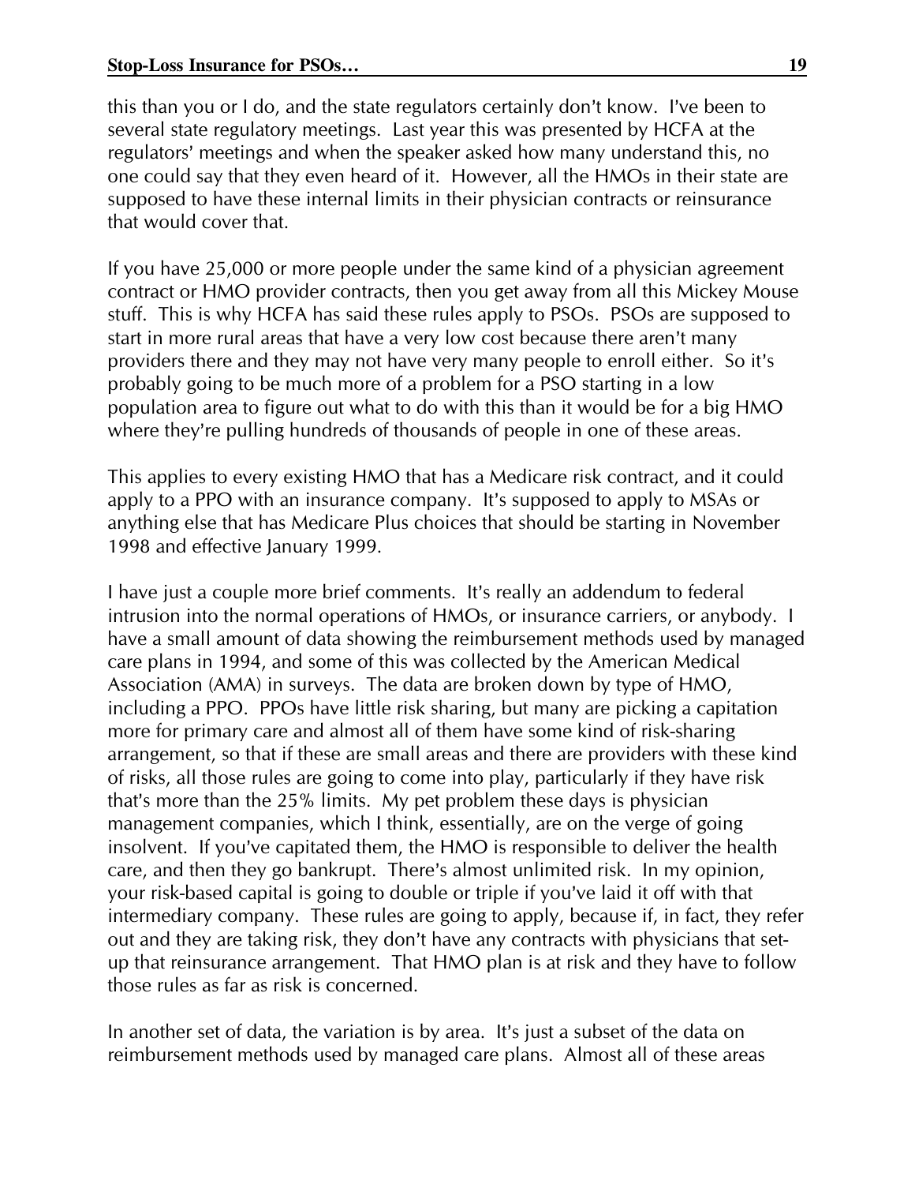this than you or I do, and the state regulators certainly don't know. I've been to several state regulatory meetings. Last year this was presented by HCFA at the regulators' meetings and when the speaker asked how many understand this, no one could say that they even heard of it. However, all the HMOs in their state are supposed to have these internal limits in their physician contracts or reinsurance that would cover that.

If you have 25,000 or more people under the same kind of a physician agreement contract or HMO provider contracts, then you get away from all this Mickey Mouse stuff. This is why HCFA has said these rules apply to PSOs. PSOs are supposed to start in more rural areas that have a very low cost because there aren't many providers there and they may not have very many people to enroll either. So it's probably going to be much more of a problem for a PSO starting in a low population area to figure out what to do with this than it would be for a big HMO where they're pulling hundreds of thousands of people in one of these areas.

This applies to every existing HMO that has a Medicare risk contract, and it could apply to a PPO with an insurance company. It's supposed to apply to MSAs or anything else that has Medicare Plus choices that should be starting in November 1998 and effective January 1999.

I have just a couple more brief comments. It's really an addendum to federal intrusion into the normal operations of HMOs, or insurance carriers, or anybody. I have a small amount of data showing the reimbursement methods used by managed care plans in 1994, and some of this was collected by the American Medical Association (AMA) in surveys. The data are broken down by type of HMO, including a PPO. PPOs have little risk sharing, but many are picking a capitation more for primary care and almost all of them have some kind of risk-sharing arrangement, so that if these are small areas and there are providers with these kind of risks, all those rules are going to come into play, particularly if they have risk that's more than the 25% limits. My pet problem these days is physician management companies, which I think, essentially, are on the verge of going insolvent. If you've capitated them, the HMO is responsible to deliver the health care, and then they go bankrupt. There's almost unlimited risk. In my opinion, your risk-based capital is going to double or triple if you've laid it off with that intermediary company. These rules are going to apply, because if, in fact, they refer out and they are taking risk, they don't have any contracts with physicians that set-up that reinsurance arrangement. That HMO plan is at risk and they have to follow those rules as far as risk is concerned.

In another set of data, the variation is by area. It's just a subset of the data on reimbursement methods used by managed care plans. Almost all of these areas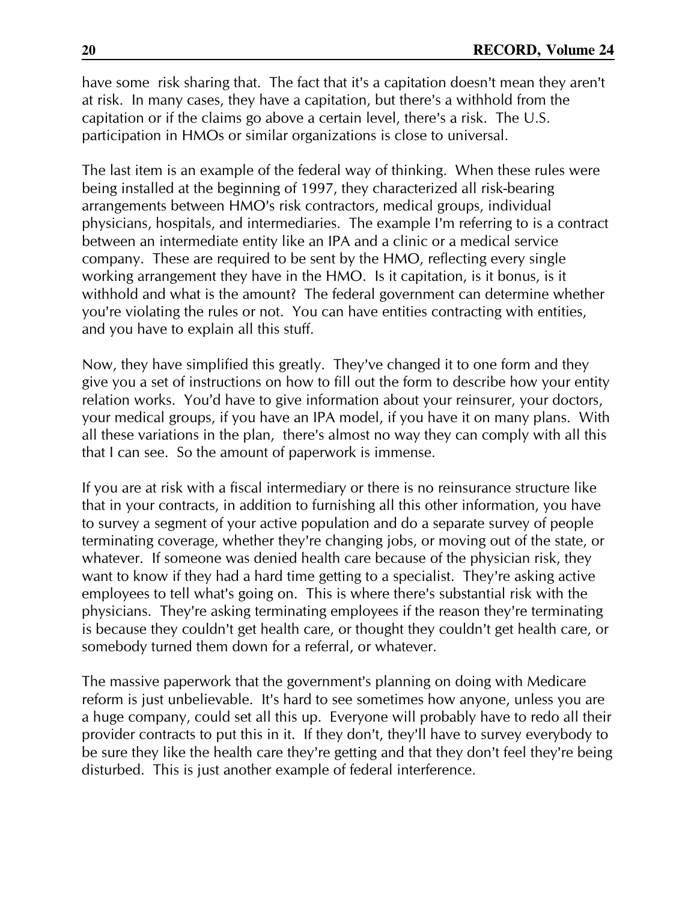have some  risk sharing that.  The fact that it's a capitation doesn't mean they aren't at risk.  In many cases, they have a capitation, but there's a withhold from the capitation or if the claims go above a certain level, there's a risk.  The U.S. participation in HMOs or similar organizations is close to universal.

The last item is an example of the federal way of thinking.  When these rules were being installed at the beginning of 1997, they characterized all risk-bearing arrangements between HMO's risk contractors, medical groups, individual physicians, hospitals, and intermediaries.  The example I'm referring to is a contract between an intermediate entity like an IPA and a clinic or a medical service company.  These are required to be sent by the HMO, reflecting every single working arrangement they have in the HMO.  Is it capitation, is it bonus, is it withhold and what is the amount?  The federal government can determine whether you're violating the rules or not.  You can have entities contracting with entities, and you have to explain all this stuff.

Now, they have simplified this greatly.  They've changed it to one form and they give you a set of instructions on how to fill out the form to describe how your entity relation works.  You'd have to give information about your reinsurer, your doctors, your medical groups, if you have an IPA model, if you have it on many plans.  With all these variations in the plan,  there's almost no way they can comply with all this that I can see.  So the amount of paperwork is immense.

If you are at risk with a fiscal intermediary or there is no reinsurance structure like that in your contracts, in addition to furnishing all this other information, you have to survey a segment of your active population and do a separate survey of people terminating coverage, whether they're changing jobs, or moving out of the state, or whatever.  If someone was denied health care because of the physician risk, they want to know if they had a hard time getting to a specialist.  They're asking active employees to tell what's going on.  This is where there's substantial risk with the physicians.  They're asking terminating employees if the reason they're terminating is because they couldn't get health care, or thought they couldn't get health care, or somebody turned them down for a referral, or whatever.

The massive paperwork that the government's planning on doing with Medicare reform is just unbelievable.  It's hard to see sometimes how anyone, unless you are a huge company, could set all this up.  Everyone will probably have to redo all their provider contracts to put this in it.  If they don't, they'll have to survey everybody to be sure they like the health care they're getting and that they don't feel they're being disturbed.  This is just another example of federal interference.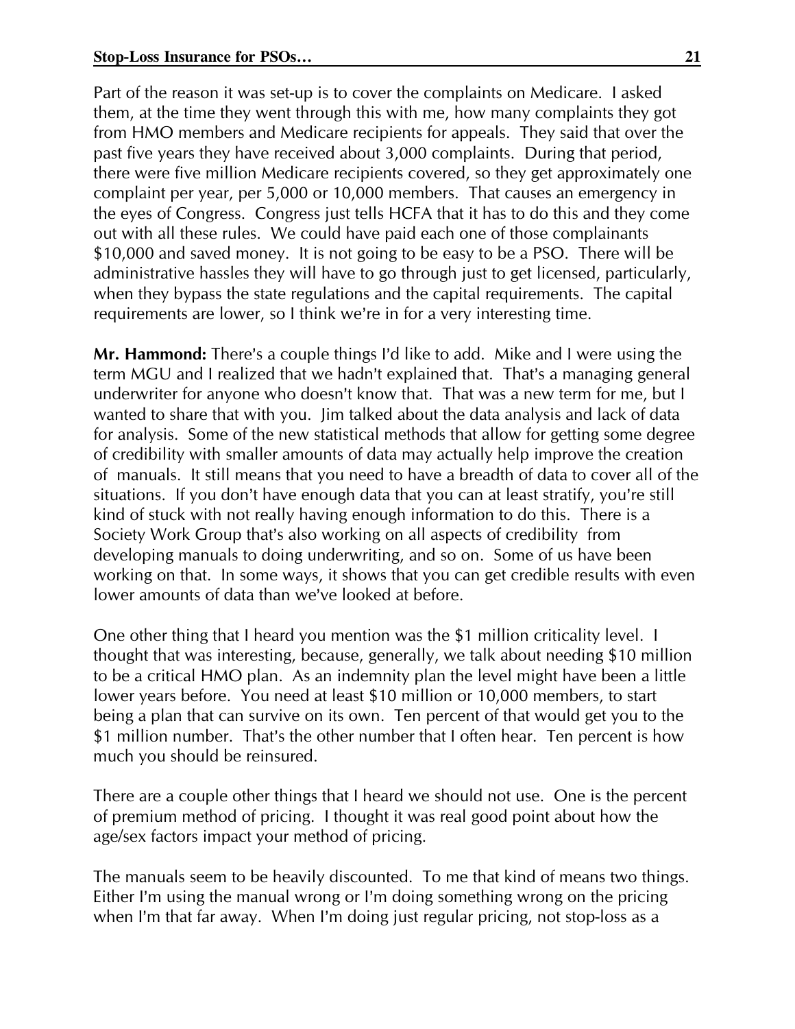Part of the reason it was set-up is to cover the complaints on Medicare. I asked them, at the time they went through this with me, how many complaints they got from HMO members and Medicare recipients for appeals. They said that over the past five years they have received about 3,000 complaints. During that period, there were five million Medicare recipients covered, so they get approximately one complaint per year, per 5,000 or 10,000 members. That causes an emergency in the eyes of Congress. Congress just tells HCFA that it has to do this and they come out with all these rules. We could have paid each one of those complainants $10,000 and saved money. It is not going to be easy to be a PSO. There will be administrative hassles they will have to go through just to get licensed, particularly, when they bypass the state regulations and the capital requirements. The capital requirements are lower, so I think we're in for a very interesting time.

**Mr. Hammond:** There's a couple things I'd like to add. Mike and I were using the term MGU and I realized that we hadn't explained that. That's a managing general underwriter for anyone who doesn't know that. That was a new term for me, but I wanted to share that with you. Jim talked about the data analysis and lack of data for analysis. Some of the new statistical methods that allow for getting some degree of credibility with smaller amounts of data may actually help improve the creation of manuals. It still means that you need to have a breadth of data to cover all of the situations. If you don't have enough data that you can at least stratify, you're still kind of stuck with not really having enough information to do this. There is a Society Work Group that's also working on all aspects of credibility from developing manuals to doing underwriting, and so on. Some of us have been working on that. In some ways, it shows that you can get credible results with even lower amounts of data than we've looked at before.

One other thing that I heard you mention was the $1 million criticality level. I thought that was interesting, because, generally, we talk about needing $10 million to be a critical HMO plan. As an indemnity plan the level might have been a little lower years before. You need at least $10 million or 10,000 members, to start being a plan that can survive on its own. Ten percent of that would get you to the $1 million number. That's the other number that I often hear. Ten percent is how much you should be reinsured.

There are a couple other things that I heard we should not use. One is the percent of premium method of pricing. I thought it was real good point about how the age/sex factors impact your method of pricing.

The manuals seem to be heavily discounted. To me that kind of means two things. Either I'm using the manual wrong or I'm doing something wrong on the pricing when I'm that far away. When I'm doing just regular pricing, not stop-loss as a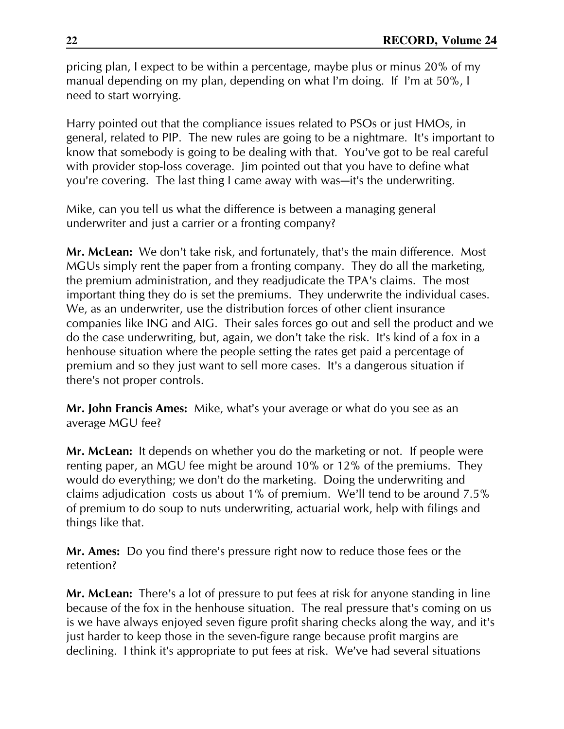pricing plan, I expect to be within a percentage, maybe plus or minus 20% of my manual depending on my plan, depending on what I'm doing. If I'm at 50%, I need to start worrying.

Harry pointed out that the compliance issues related to PSOs or just HMOs, in general, related to PIP. The new rules are going to be a nightmare. It's important to know that somebody is going to be dealing with that. You've got to be real careful with provider stop-loss coverage. Jim pointed out that you have to define what you're covering. The last thing I came away with was—it's the underwriting.

Mike, can you tell us what the difference is between a managing general underwriter and just a carrier or a fronting company?

**Mr. McLean:** We don't take risk, and fortunately, that's the main difference. Most MGUs simply rent the paper from a fronting company. They do all the marketing, the premium administration, and they readjudicate the TPA's claims. The most important thing they do is set the premiums. They underwrite the individual cases. We, as an underwriter, use the distribution forces of other client insurance companies like ING and AIG. Their sales forces go out and sell the product and we do the case underwriting, but, again, we don't take the risk. It's kind of a fox in a henhouse situation where the people setting the rates get paid a percentage of premium and so they just want to sell more cases. It's a dangerous situation if there's not proper controls.

**Mr. John Francis Ames:** Mike, what's your average or what do you see as an average MGU fee?

**Mr. McLean:** It depends on whether you do the marketing or not. If people were renting paper, an MGU fee might be around 10% or 12% of the premiums. They would do everything; we don't do the marketing. Doing the underwriting and claims adjudication costs us about 1% of premium. We'll tend to be around 7.5% of premium to do soup to nuts underwriting, actuarial work, help with filings and things like that.

**Mr. Ames:** Do you find there's pressure right now to reduce those fees or the retention?

**Mr. McLean:** There's a lot of pressure to put fees at risk for anyone standing in line because of the fox in the henhouse situation. The real pressure that's coming on us is we have always enjoyed seven figure profit sharing checks along the way, and it's just harder to keep those in the seven-figure range because profit margins are declining. I think it's appropriate to put fees at risk. We've had several situations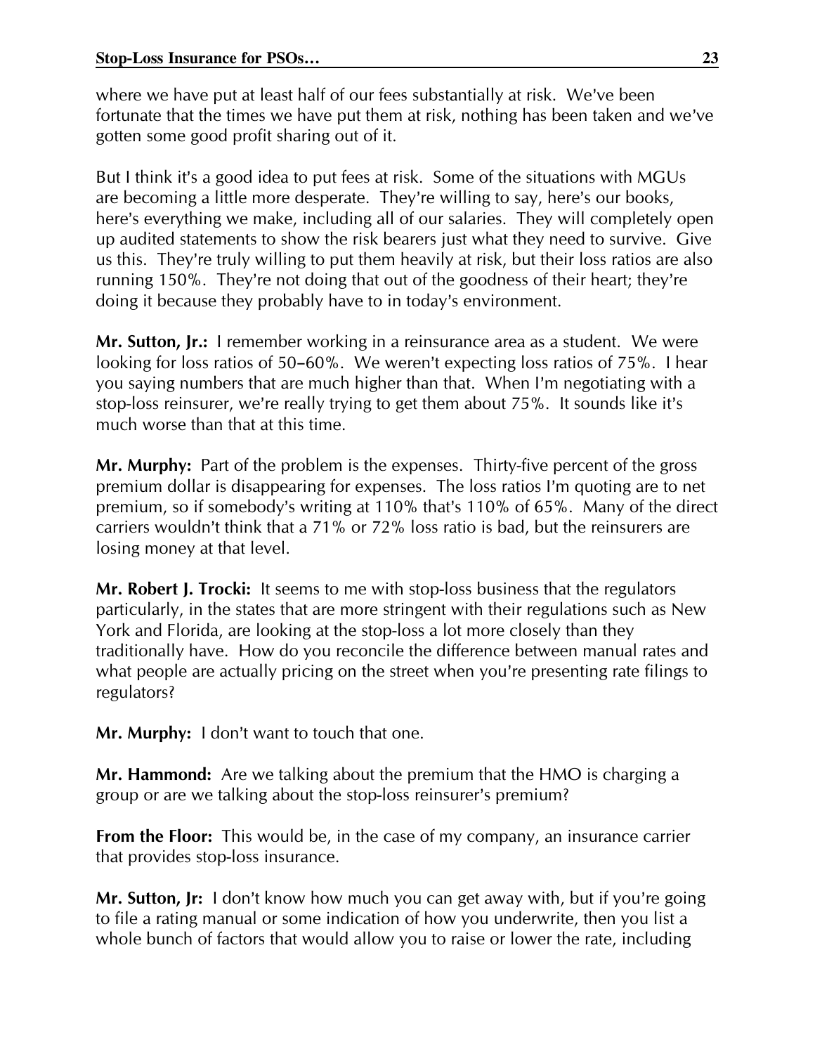where we have put at least half of our fees substantially at risk. We've been fortunate that the times we have put them at risk, nothing has been taken and we've gotten some good profit sharing out of it.

But I think it's a good idea to put fees at risk. Some of the situations with MGUs are becoming a little more desperate. They're willing to say, here's our books, here's everything we make, including all of our salaries. They will completely open up audited statements to show the risk bearers just what they need to survive. Give us this. They're truly willing to put them heavily at risk, but their loss ratios are also running 150%. They're not doing that out of the goodness of their heart; they're doing it because they probably have to in today's environment.

**Mr. Sutton, Jr.:** I remember working in a reinsurance area as a student. We were looking for loss ratios of 50–60%. We weren't expecting loss ratios of 75%. I hear you saying numbers that are much higher than that. When I'm negotiating with a stop-loss reinsurer, we're really trying to get them about 75%. It sounds like it's much worse than that at this time.

**Mr. Murphy:** Part of the problem is the expenses. Thirty-five percent of the gross premium dollar is disappearing for expenses. The loss ratios I'm quoting are to net premium, so if somebody's writing at 110% that's 110% of 65%. Many of the direct carriers wouldn't think that a 71% or 72% loss ratio is bad, but the reinsurers are losing money at that level.

**Mr. Robert J. Trocki:** It seems to me with stop-loss business that the regulators particularly, in the states that are more stringent with their regulations such as New York and Florida, are looking at the stop-loss a lot more closely than they traditionally have. How do you reconcile the difference between manual rates and what people are actually pricing on the street when you're presenting rate filings to regulators?

**Mr. Murphy:** I don't want to touch that one.

**Mr. Hammond:** Are we talking about the premium that the HMO is charging a group or are we talking about the stop-loss reinsurer's premium?

**From the Floor:** This would be, in the case of my company, an insurance carrier that provides stop-loss insurance.

**Mr. Sutton, Jr:** I don't know how much you can get away with, but if you're going to file a rating manual or some indication of how you underwrite, then you list a whole bunch of factors that would allow you to raise or lower the rate, including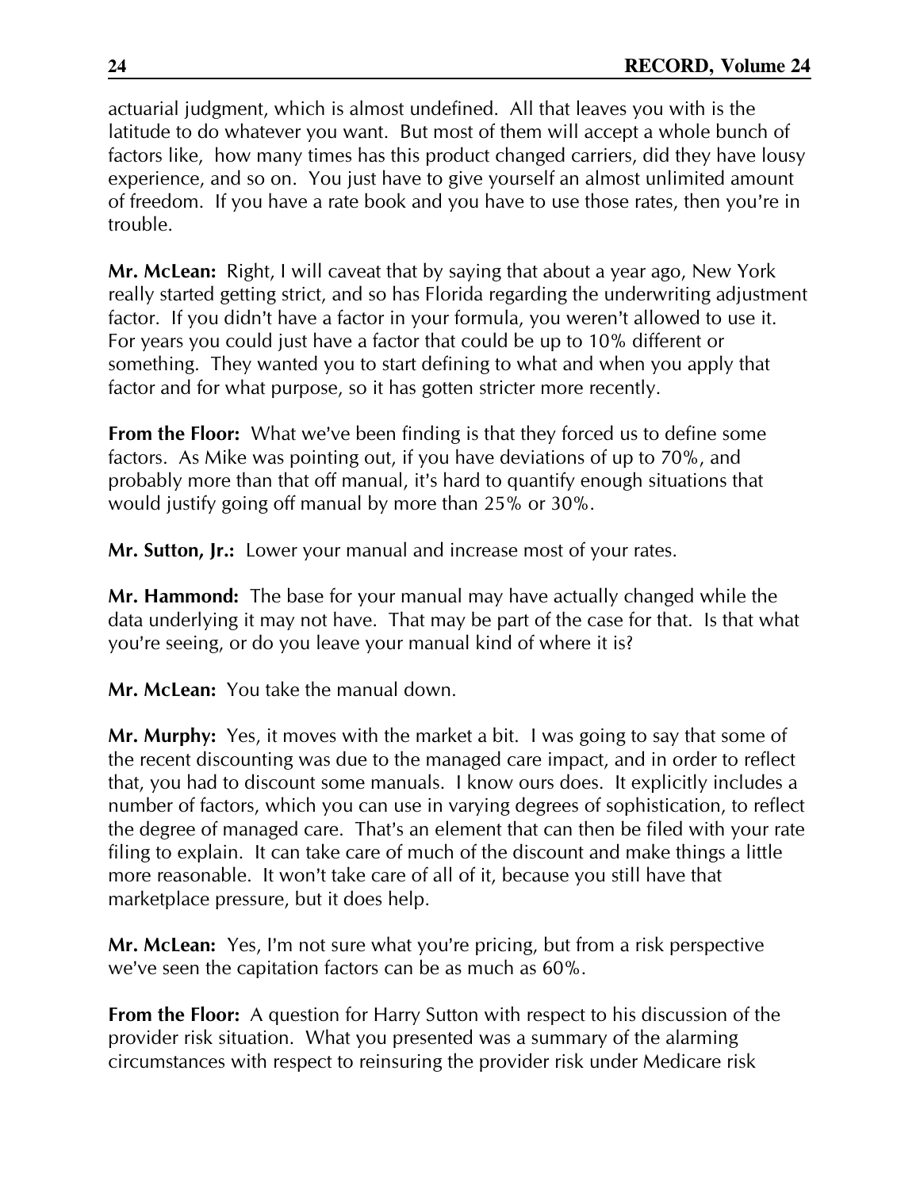actuarial judgment, which is almost undefined. All that leaves you with is the latitude to do whatever you want. But most of them will accept a whole bunch of factors like, how many times has this product changed carriers, did they have lousy experience, and so on. You just have to give yourself an almost unlimited amount of freedom. If you have a rate book and you have to use those rates, then you're in trouble.

**Mr. McLean:** Right, I will caveat that by saying that about a year ago, New York really started getting strict, and so has Florida regarding the underwriting adjustment factor. If you didn't have a factor in your formula, you weren't allowed to use it. For years you could just have a factor that could be up to 10% different or something. They wanted you to start defining to what and when you apply that factor and for what purpose, so it has gotten stricter more recently.

**From the Floor:** What we've been finding is that they forced us to define some factors. As Mike was pointing out, if you have deviations of up to 70%, and probably more than that off manual, it's hard to quantify enough situations that would justify going off manual by more than 25% or 30%.

**Mr. Sutton, Jr.:** Lower your manual and increase most of your rates.

**Mr. Hammond:** The base for your manual may have actually changed while the data underlying it may not have. That may be part of the case for that. Is that what you're seeing, or do you leave your manual kind of where it is?

**Mr. McLean:** You take the manual down.

**Mr. Murphy:** Yes, it moves with the market a bit. I was going to say that some of the recent discounting was due to the managed care impact, and in order to reflect that, you had to discount some manuals. I know ours does. It explicitly includes a number of factors, which you can use in varying degrees of sophistication, to reflect the degree of managed care. That's an element that can then be filed with your rate filing to explain. It can take care of much of the discount and make things a little more reasonable. It won't take care of all of it, because you still have that marketplace pressure, but it does help.

**Mr. McLean:** Yes, I'm not sure what you're pricing, but from a risk perspective we've seen the capitation factors can be as much as 60%.

**From the Floor:** A question for Harry Sutton with respect to his discussion of the provider risk situation. What you presented was a summary of the alarming circumstances with respect to reinsuring the provider risk under Medicare risk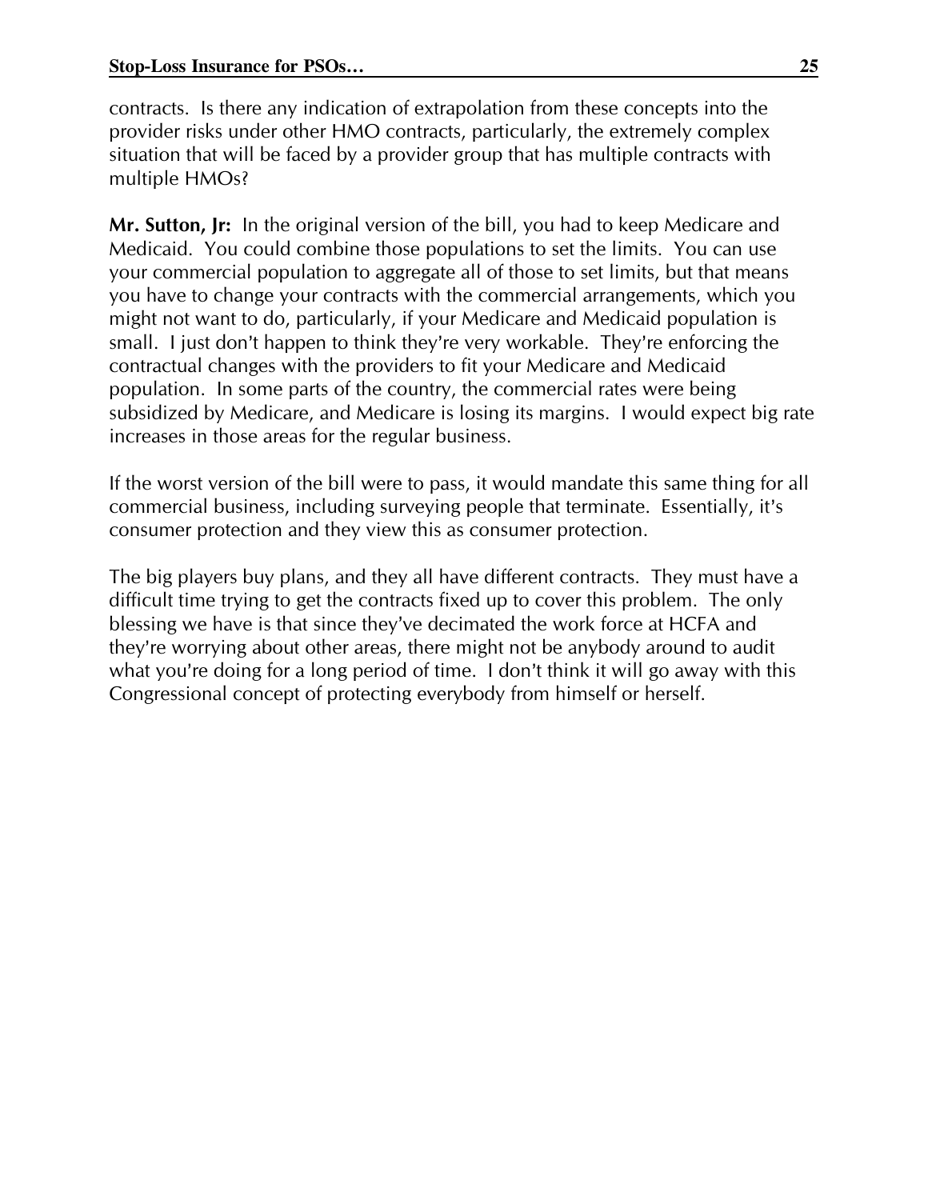contracts. Is there any indication of extrapolation from these concepts into the provider risks under other HMO contracts, particularly, the extremely complex situation that will be faced by a provider group that has multiple contracts with multiple HMOs?

**Mr. Sutton, Jr:** In the original version of the bill, you had to keep Medicare and Medicaid. You could combine those populations to set the limits. You can use your commercial population to aggregate all of those to set limits, but that means you have to change your contracts with the commercial arrangements, which you might not want to do, particularly, if your Medicare and Medicaid population is small. I just don't happen to think they're very workable. They're enforcing the contractual changes with the providers to fit your Medicare and Medicaid population. In some parts of the country, the commercial rates were being subsidized by Medicare, and Medicare is losing its margins. I would expect big rate increases in those areas for the regular business.

If the worst version of the bill were to pass, it would mandate this same thing for all commercial business, including surveying people that terminate. Essentially, it's consumer protection and they view this as consumer protection.

The big players buy plans, and they all have different contracts. They must have a difficult time trying to get the contracts fixed up to cover this problem. The only blessing we have is that since they've decimated the work force at HCFA and they're worrying about other areas, there might not be anybody around to audit what you're doing for a long period of time. I don't think it will go away with this Congressional concept of protecting everybody from himself or herself.